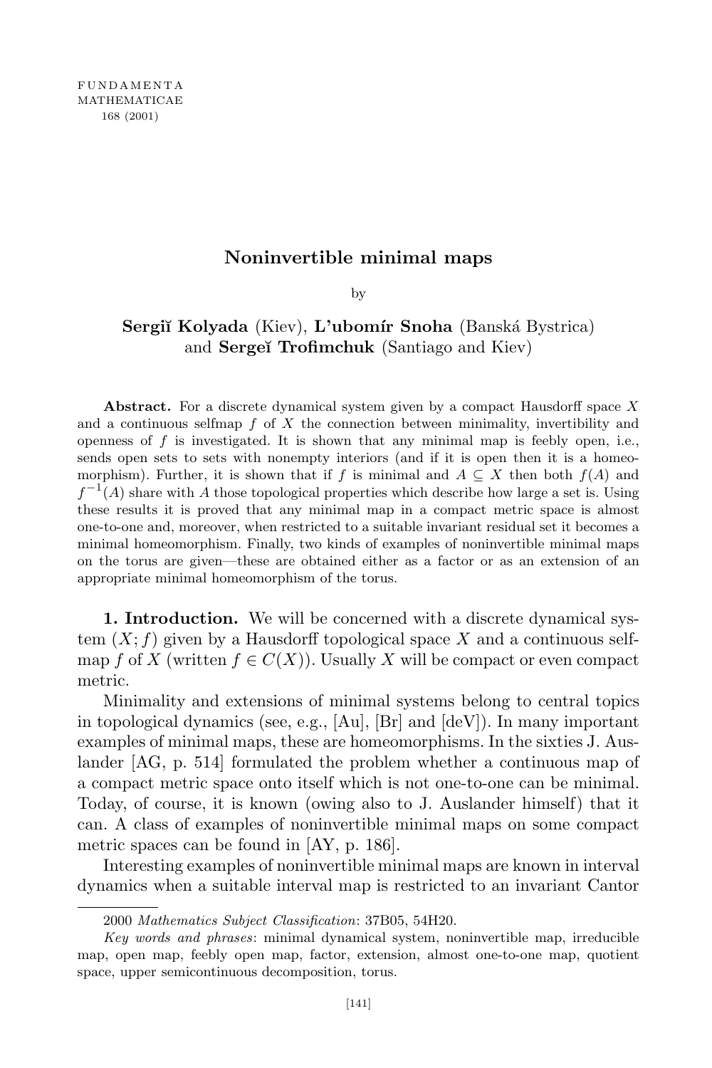# Noninvertible minimal maps

by

**Sergiĭ Kolyada** (Kiev), **L'ubomír Snoha** (Banská Bystrica) and **Sergeĭ Trofimchuk** (Santiago and Kiev)

**Abstract.** For a discrete dynamical system given by a compact Hausdorff space $X$ and a continuous selfmap $f$ of $X$ the connection between minimality, invertibility and openness of $f$ is investigated. It is shown that any minimal map is feebly open, i.e., sends open sets to sets with nonempty interiors (and if it is open then it is a homeomorphism). Further, it is shown that if $f$ is minimal and $A \subseteq X$ then both $f(A)$ and $f^{-1}(A)$ share with $A$ those topological properties which describe how large a set is. Using these results it is proved that any minimal map in a compact metric space is almost one-to-one and, moreover, when restricted to a suitable invariant residual set it becomes a minimal homeomorphism. Finally, two kinds of examples of noninvertible minimal maps on the torus are given—these are obtained either as a factor or as an extension of an appropriate minimal homeomorphism of the torus.

**1. Introduction.** We will be concerned with a discrete dynamical system $(X; f)$ given by a Hausdorff topological space $X$ and a continuous selfmap $f$ of $X$ (written $f \in C(X)$). Usually $X$ will be compact or even compact metric.

Minimality and extensions of minimal systems belong to central topics in topological dynamics (see, e.g., [Au], [Br] and [deV]). In many important examples of minimal maps, these are homeomorphisms. In the sixties J. Auslander [AG, p. 514] formulated the problem whether a continuous map of a compact metric space onto itself which is not one-to-one can be minimal. Today, of course, it is known (owing also to J. Auslander himself) that it can. A class of examples of noninvertible minimal maps on some compact metric spaces can be found in [AY, p. 186].

Interesting examples of noninvertible minimal maps are known in interval dynamics when a suitable interval map is restricted to an invariant Cantor

2000 *Mathematics Subject Classification*: 37B05, 54H20.

*Key words and phrases*: minimal dynamical system, noninvertible map, irreducible map, open map, feebly open map, factor, extension, almost one-to-one map, quotient space, upper semicontinuous decomposition, torus.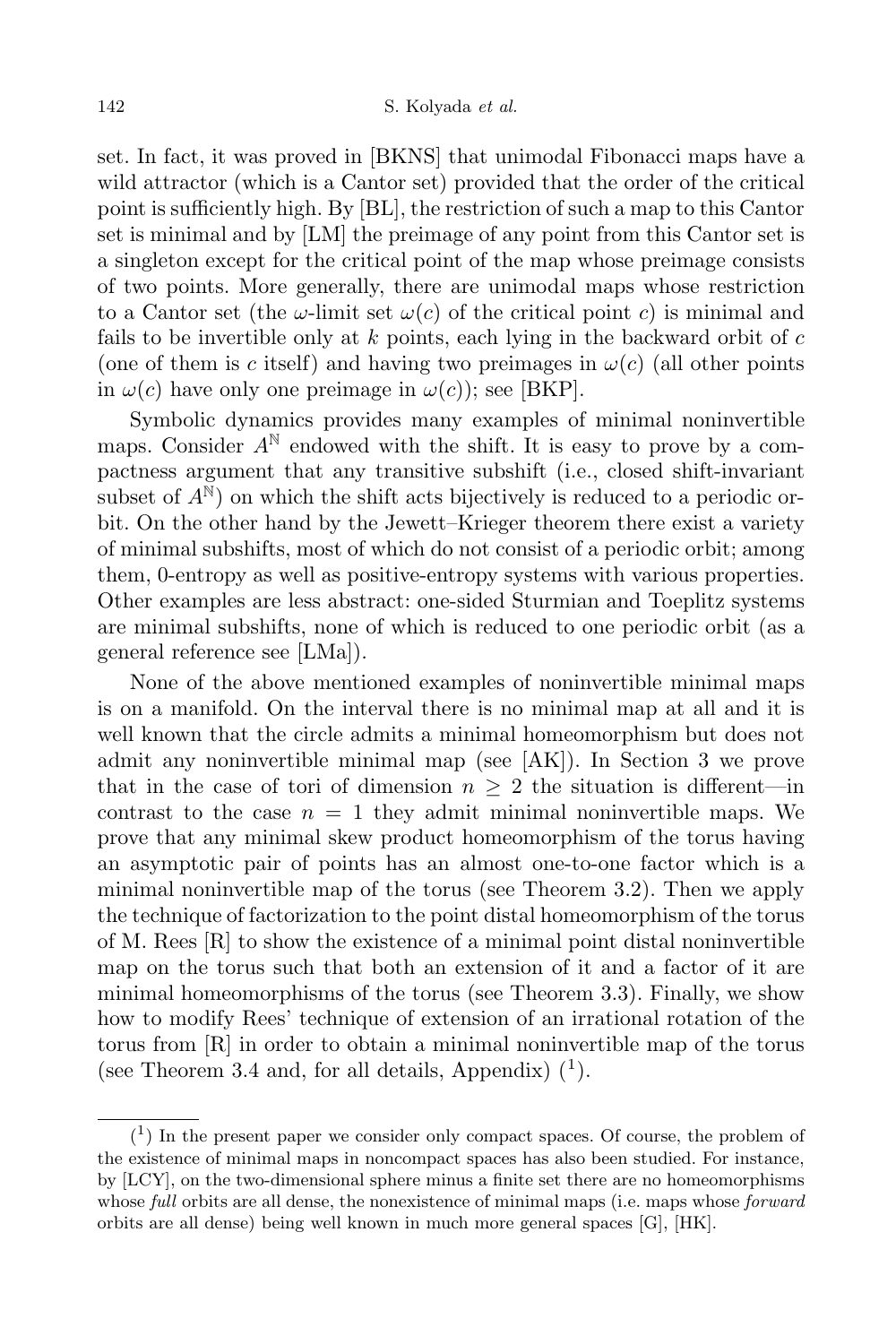set. In fact, it was proved in [BKNS] that unimodal Fibonacci maps have a wild attractor (which is a Cantor set) provided that the order of the critical point is sufficiently high. By [BL], the restriction of such a map to this Cantor set is minimal and by [LM] the preimage of any point from this Cantor set is a singleton except for the critical point of the map whose preimage consists of two points. More generally, there are unimodal maps whose restriction to a Cantor set (the $\omega$-limit set $\omega(c)$ of the critical point $c$) is minimal and fails to be invertible only at $k$ points, each lying in the backward orbit of $c$ (one of them is $c$ itself) and having two preimages in $\omega(c)$ (all other points in $\omega(c)$ have only one preimage in $\omega(c)$); see [BKP].

Symbolic dynamics provides many examples of minimal noninvertible maps. Consider $A^{\mathbb{N}}$ endowed with the shift. It is easy to prove by a compactness argument that any transitive subshift (i.e., closed shift-invariant subset of $A^{\mathbb{N}}$) on which the shift acts bijectively is reduced to a periodic orbit. On the other hand by the Jewett–Krieger theorem there exist a variety of minimal subshifts, most of which do not consist of a periodic orbit; among them, 0-entropy as well as positive-entropy systems with various properties. Other examples are less abstract: one-sided Sturmian and Toeplitz systems are minimal subshifts, none of which is reduced to one periodic orbit (as a general reference see [LMa]).

None of the above mentioned examples of noninvertible minimal maps is on a manifold. On the interval there is no minimal map at all and it is well known that the circle admits a minimal homeomorphism but does not admit any noninvertible minimal map (see [AK]). In Section 3 we prove that in the case of tori of dimension $n \geq 2$ the situation is different—in contrast to the case $n = 1$ they admit minimal noninvertible maps. We prove that any minimal skew product homeomorphism of the torus having an asymptotic pair of points has an almost one-to-one factor which is a minimal noninvertible map of the torus (see Theorem 3.2). Then we apply the technique of factorization to the point distal homeomorphism of the torus of M. Rees [R] to show the existence of a minimal point distal noninvertible map on the torus such that both an extension of it and a factor of it are minimal homeomorphisms of the torus (see Theorem 3.3). Finally, we show how to modify Rees' technique of extension of an irrational rotation of the torus from [R] in order to obtain a minimal noninvertible map of the torus (see Theorem 3.4 and, for all details, Appendix) ([1]).

---

([1]) In the present paper we consider only compact spaces. Of course, the problem of the existence of minimal maps in noncompact spaces has also been studied. For instance, by [LCY], on the two-dimensional sphere minus a finite set there are no homeomorphisms whose *full* orbits are all dense, the nonexistence of minimal maps (i.e. maps whose *forward* orbits are all dense) being well known in much more general spaces [G], [HK].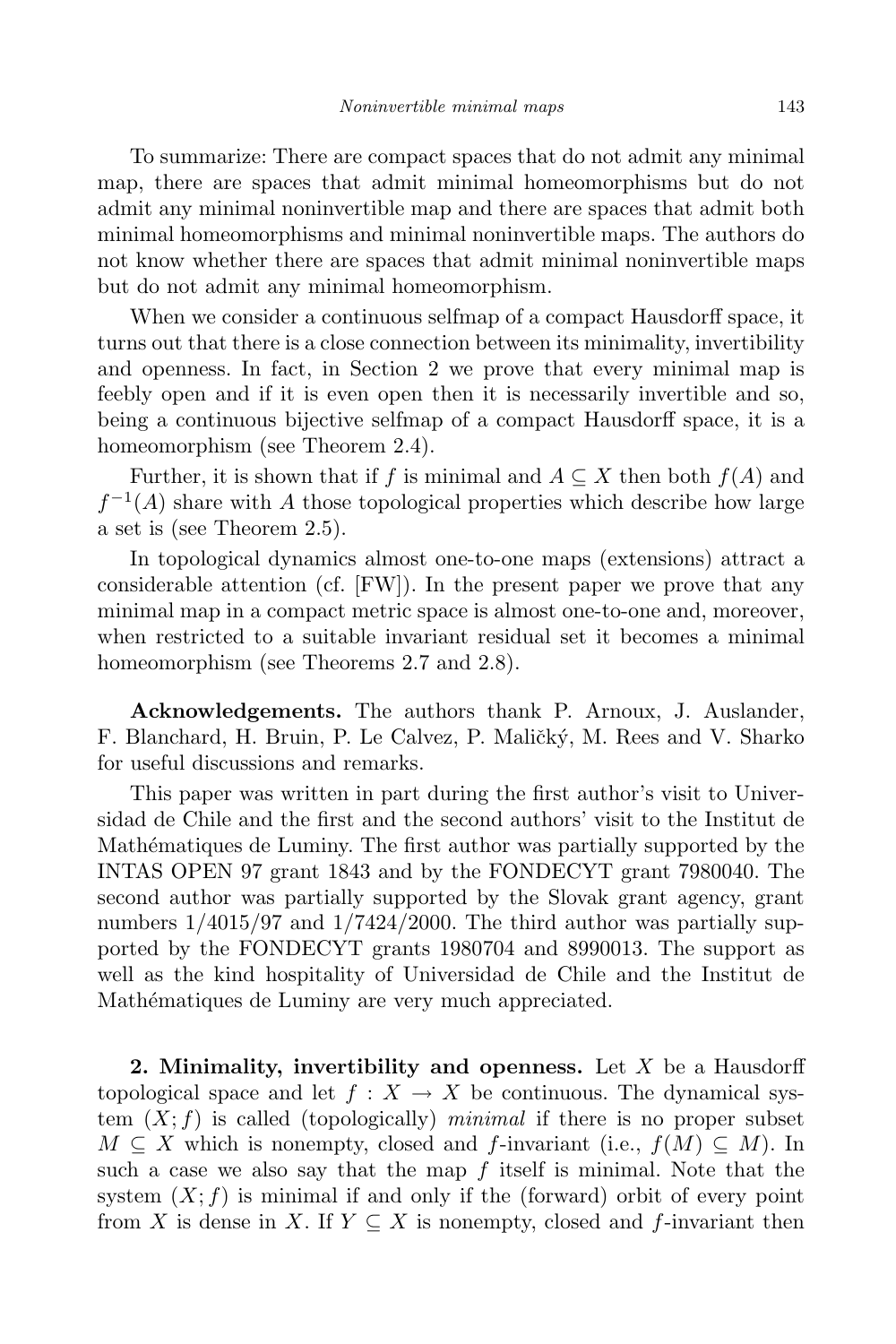To summarize: There are compact spaces that do not admit any minimal map, there are spaces that admit minimal homeomorphisms but do not admit any minimal noninvertible map and there are spaces that admit both minimal homeomorphisms and minimal noninvertible maps. The authors do not know whether there are spaces that admit minimal noninvertible maps but do not admit any minimal homeomorphism.

When we consider a continuous selfmap of a compact Hausdorff space, it turns out that there is a close connection between its minimality, invertibility and openness. In fact, in Section 2 we prove that every minimal map is feebly open and if it is even open then it is necessarily invertible and so, being a continuous bijective selfmap of a compact Hausdorff space, it is a homeomorphism (see Theorem 2.4).

Further, it is shown that if $f$ is minimal and $A \subseteq X$ then both $f(A)$ and $f^{-1}(A)$ share with $A$ those topological properties which describe how large a set is (see Theorem 2.5).

In topological dynamics almost one-to-one maps (extensions) attract a considerable attention (cf. [FW]). In the present paper we prove that any minimal map in a compact metric space is almost one-to-one and, moreover, when restricted to a suitable invariant residual set it becomes a minimal homeomorphism (see Theorems 2.7 and 2.8).

**Acknowledgements.** The authors thank P. Arnoux, J. Auslander, F. Blanchard, H. Bruin, P. Le Calvez, P. Maličký, M. Rees and V. Sharko for useful discussions and remarks.

This paper was written in part during the first author's visit to Universidad de Chile and the first and the second authors' visit to the Institut de Mathématiques de Luminy. The first author was partially supported by the INTAS OPEN 97 grant 1843 and by the FONDECYT grant 7980040. The second author was partially supported by the Slovak grant agency, grant numbers 1/4015/97 and 1/7424/2000. The third author was partially supported by the FONDECYT grants 1980704 and 8990013. The support as well as the kind hospitality of Universidad de Chile and the Institut de Mathématiques de Luminy are very much appreciated.

**2. Minimality, invertibility and openness.** Let $X$ be a Hausdorff topological space and let $f : X \to X$ be continuous. The dynamical system $(X; f)$ is called (topologically) *minimal* if there is no proper subset $M \subseteq X$ which is nonempty, closed and $f$-invariant (i.e., $f(M) \subseteq M$). In such a case we also say that the map $f$ itself is minimal. Note that the system $(X; f)$ is minimal if and only if the (forward) orbit of every point from $X$ is dense in $X$. If $Y \subseteq X$ is nonempty, closed and $f$-invariant then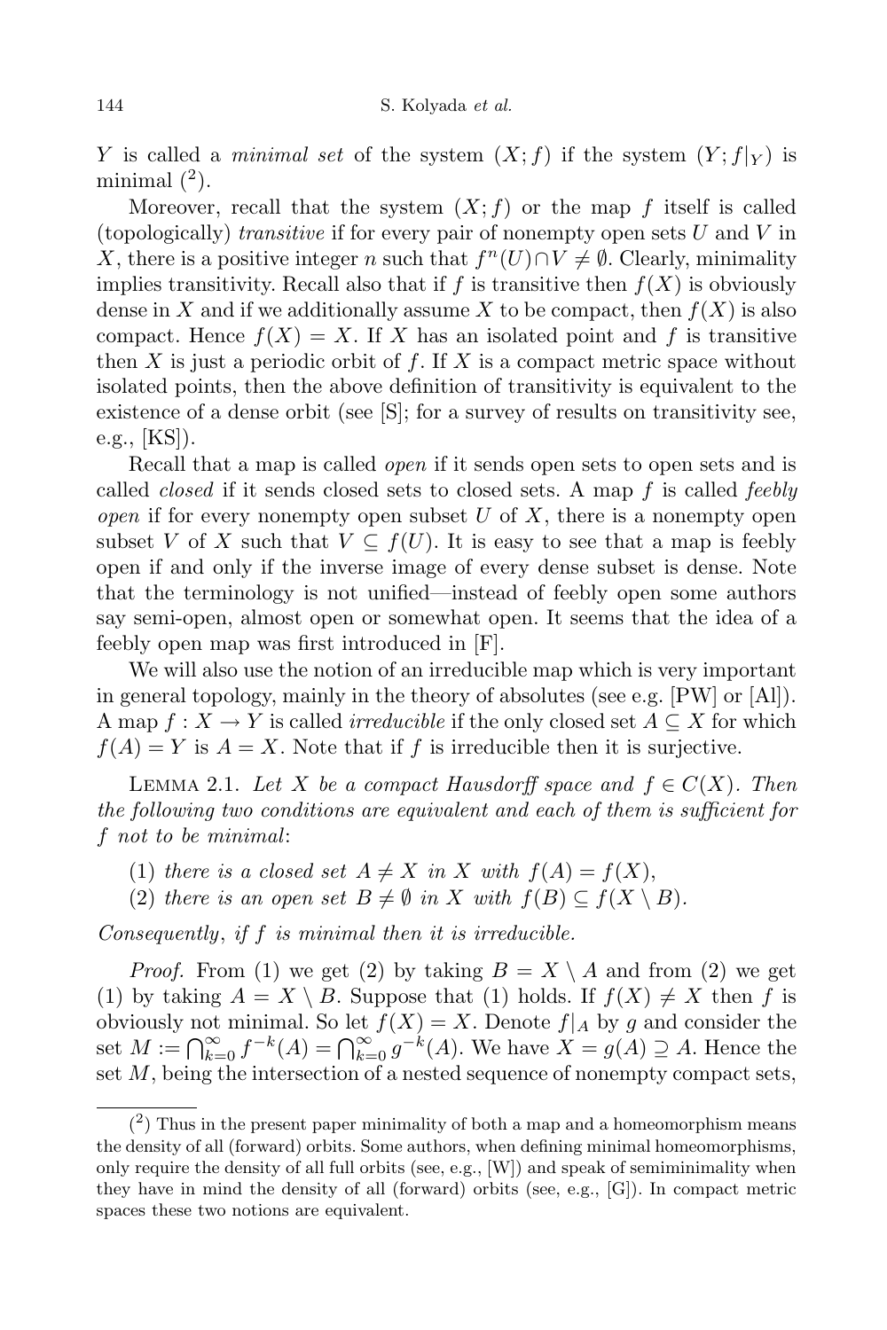$Y$ is called a *minimal set* of the system $(X; f)$ if the system $(Y; f|_Y)$ is minimal ([2]).

Moreover, recall that the system $(X; f)$ or the map $f$ itself is called (topologically) *transitive* if for every pair of nonempty open sets $U$ and $V$ in $X$, there is a positive integer $n$ such that $f^n(U) \cap V \neq \emptyset$. Clearly, minimality implies transitivity. Recall also that if $f$ is transitive then $f(X)$ is obviously dense in $X$ and if we additionally assume $X$ to be compact, then $f(X)$ is also compact. Hence $f(X) = X$. If $X$ has an isolated point and $f$ is transitive then $X$ is just a periodic orbit of $f$. If $X$ is a compact metric space without isolated points, then the above definition of transitivity is equivalent to the existence of a dense orbit (see [S]; for a survey of results on transitivity see, e.g., [KS]).

Recall that a map is called *open* if it sends open sets to open sets and is called *closed* if it sends closed sets to closed sets. A map $f$ is called *feebly open* if for every nonempty open subset $U$ of $X$, there is a nonempty open subset $V$ of $X$ such that $V \subseteq f(U)$. It is easy to see that a map is feebly open if and only if the inverse image of every dense subset is dense. Note that the terminology is not unified—instead of feebly open some authors say semi-open, almost open or somewhat open. It seems that the idea of a feebly open map was first introduced in [F].

We will also use the notion of an irreducible map which is very important in general topology, mainly in the theory of absolutes (see e.g. [PW] or [Al]). A map $f : X \to Y$ is called *irreducible* if the only closed set $A \subseteq X$ for which $f(A) = Y$ is $A = X$. Note that if $f$ is irreducible then it is surjective.

Lemma 2.1. *Let $X$ be a compact Hausdorff space and $f \in C(X)$. Then the following two conditions are equivalent and each of them is sufficient for $f$ not to be minimal*:

(1) *there is a closed set $A \neq X$ in $X$ with $f(A) = f(X)$,*
(2) *there is an open set $B \neq \emptyset$ in $X$ with $f(B) \subseteq f(X \setminus B)$.*

*Consequently*, *if $f$ is minimal then it is irreducible.*

*Proof.* From (1) we get (2) by taking $B = X \setminus A$ and from (2) we get (1) by taking $A = X \setminus B$. Suppose that (1) holds. If $f(X) \neq X$ then $f$ is obviously not minimal. So let $f(X) = X$. Denote $f|_A$ by $g$ and consider the set $M := \bigcap_{k=0}^{\infty} f^{-k}(A) = \bigcap_{k=0}^{\infty} g^{-k}(A)$. We have $X = g(A) \supseteq A$. Hence the set $M$, being the intersection of a nested sequence of nonempty compact sets,

([2]) Thus in the present paper minimality of both a map and a homeomorphism means the density of all (forward) orbits. Some authors, when defining minimal homeomorphisms, only require the density of all full orbits (see, e.g., [W]) and speak of semiminimality when they have in mind the density of all (forward) orbits (see, e.g., [G]). In compact metric spaces these two notions are equivalent.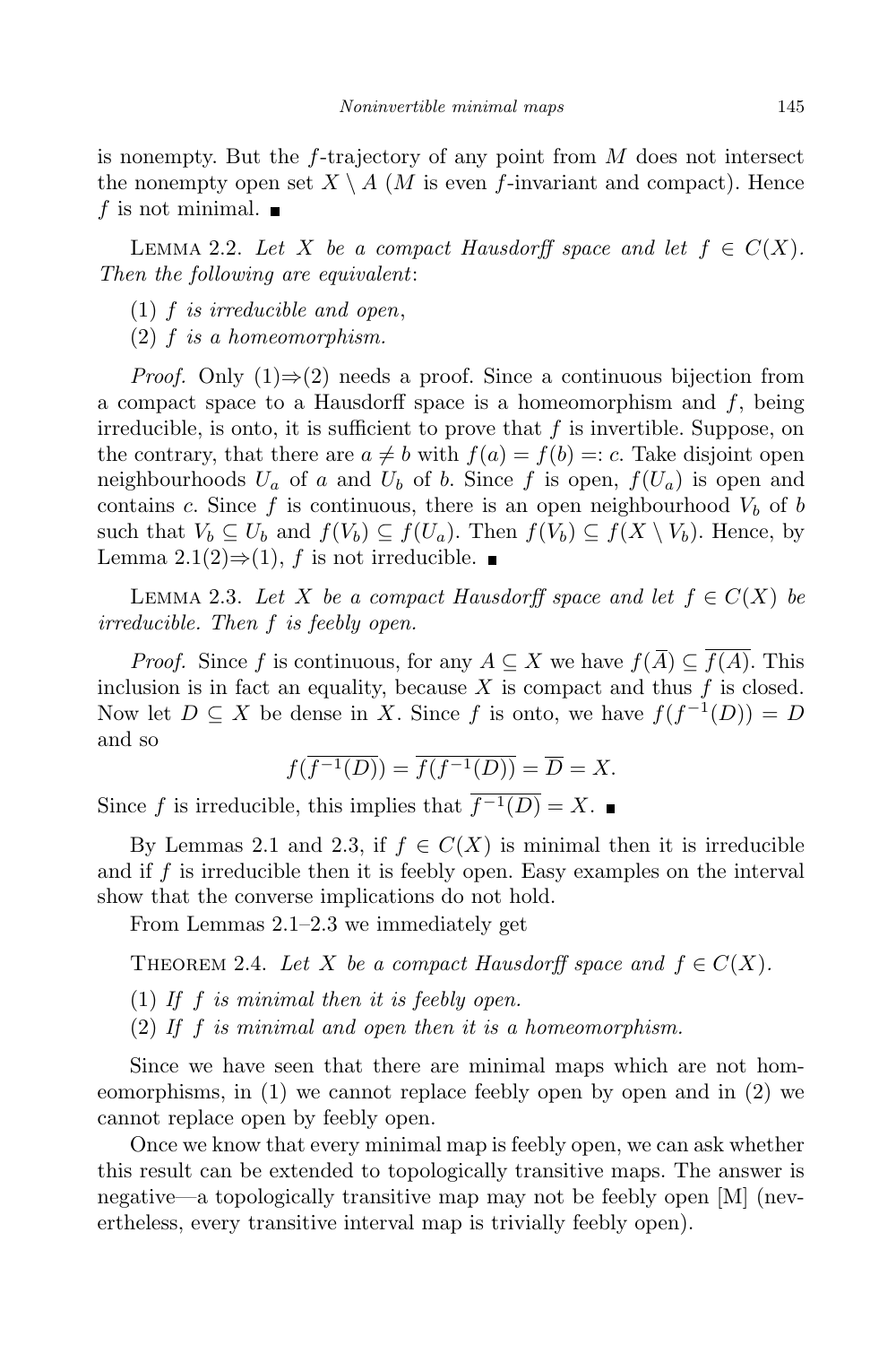is nonempty. But the $f$-trajectory of any point from $M$ does not intersect the nonempty open set $X \setminus A$ ($M$ is even $f$-invariant and compact). Hence $f$ is not minimal. ∎

Lemma 2.2. *Let $X$ be a compact Hausdorff space and let $f \in C(X)$. Then the following are equivalent*:

(1) *$f$ is irreducible and open*,
(2) *$f$ is a homeomorphism.*

*Proof.* Only (1)⇒(2) needs a proof. Since a continuous bijection from a compact space to a Hausdorff space is a homeomorphism and $f$, being irreducible, is onto, it is sufficient to prove that $f$ is invertible. Suppose, on the contrary, that there are $a \neq b$ with $f(a) = f(b) =: c$. Take disjoint open neighbourhoods $U_a$ of $a$ and $U_b$ of $b$. Since $f$ is open, $f(U_a)$ is open and contains $c$. Since $f$ is continuous, there is an open neighbourhood $V_b$ of $b$ such that $V_b \subseteq U_b$ and $f(V_b) \subseteq f(U_a)$. Then $f(V_b) \subseteq f(X \setminus V_b)$. Hence, by Lemma 2.1(2)⇒(1), $f$ is not irreducible. ∎

Lemma 2.3. *Let $X$ be a compact Hausdorff space and let $f \in C(X)$ be irreducible. Then $f$ is feebly open.*

*Proof.* Since $f$ is continuous, for any $A \subseteq X$ we have $f(\overline{A}) \subseteq \overline{f(A)}$. This inclusion is in fact an equality, because $X$ is compact and thus $f$ is closed. Now let $D \subseteq X$ be dense in $X$. Since $f$ is onto, we have $f(f^{-1}(D)) = D$ and so

$$f(\overline{f^{-1}(D)}) = \overline{f(f^{-1}(D))} = \overline{D} = X.$$

Since $f$ is irreducible, this implies that $\overline{f^{-1}(D)} = X$. ∎

By Lemmas 2.1 and 2.3, if $f \in C(X)$ is minimal then it is irreducible and if $f$ is irreducible then it is feebly open. Easy examples on the interval show that the converse implications do not hold.

From Lemmas 2.1–2.3 we immediately get

Theorem 2.4. *Let $X$ be a compact Hausdorff space and $f \in C(X)$.*

(1) *If $f$ is minimal then it is feebly open.*
(2) *If $f$ is minimal and open then it is a homeomorphism.*

Since we have seen that there are minimal maps which are not homeomorphisms, in (1) we cannot replace feebly open by open and in (2) we cannot replace open by feebly open.

Once we know that every minimal map is feebly open, we can ask whether this result can be extended to topologically transitive maps. The answer is negative—a topologically transitive map may not be feebly open [M] (nevertheless, every transitive interval map is trivially feebly open).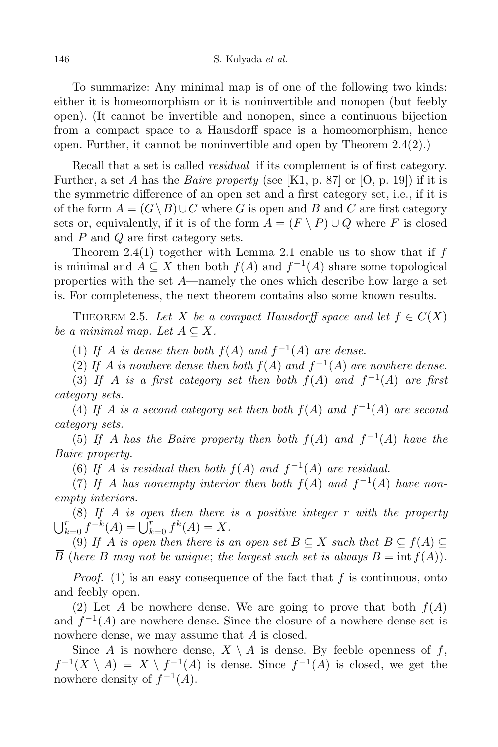To summarize: Any minimal map is of one of the following two kinds: either it is homeomorphism or it is noninvertible and nonopen (but feebly open). (It cannot be invertible and nonopen, since a continuous bijection from a compact space to a Hausdorff space is a homeomorphism, hence open. Further, it cannot be noninvertible and open by Theorem 2.4(2).)

Recall that a set is called *residual* if its complement is of first category. Further, a set $A$ has the *Baire property* (see [K1, p. 87] or [O, p. 19]) if it is the symmetric difference of an open set and a first category set, i.e., if it is of the form $A = (G \setminus B) \cup C$ where $G$ is open and $B$ and $C$ are first category sets or, equivalently, if it is of the form $A = (F \setminus P) \cup Q$ where $F$ is closed and $P$ and $Q$ are first category sets.

Theorem 2.4(1) together with Lemma 2.1 enable us to show that if $f$ is minimal and $A \subseteq X$ then both $f(A)$ and $f^{-1}(A)$ share some topological properties with the set $A$—namely the ones which describe how large a set is. For completeness, the next theorem contains also some known results.

THEOREM 2.5. *Let $X$ be a compact Hausdorff space and let $f \in C(X)$ be a minimal map. Let $A \subseteq X$.*

(1) *If $A$ is dense then both $f(A)$ and $f^{-1}(A)$ are dense.*

(2) *If $A$ is nowhere dense then both $f(A)$ and $f^{-1}(A)$ are nowhere dense.*

(3) *If $A$ is a first category set then both $f(A)$ and $f^{-1}(A)$ are first category sets.*

(4) *If $A$ is a second category set then both $f(A)$ and $f^{-1}(A)$ are second category sets.*

(5) *If $A$ has the Baire property then both $f(A)$ and $f^{-1}(A)$ have the Baire property.*

(6) *If $A$ is residual then both $f(A)$ and $f^{-1}(A)$ are residual.*

(7) *If $A$ has nonempty interior then both $f(A)$ and $f^{-1}(A)$ have nonempty interiors.*

(8) *If $A$ is open then there is a positive integer $r$ with the property $\bigcup_{k=0}^{r} f^{-k}(A) = \bigcup_{k=0}^{r} f^{k}(A) = X$.*

(9) *If $A$ is open then there is an open set $B \subseteq X$ such that $B \subseteq f(A) \subseteq \overline{B}$ (here $B$ may not be unique; the largest such set is always $B = \operatorname{int} f(A)$).*

*Proof.* (1) is an easy consequence of the fact that $f$ is continuous, onto and feebly open.

(2) Let $A$ be nowhere dense. We are going to prove that both $f(A)$ and $f^{-1}(A)$ are nowhere dense. Since the closure of a nowhere dense set is nowhere dense, we may assume that $A$ is closed.

Since $A$ is nowhere dense, $X \setminus A$ is dense. By feeble openness of $f$, $f^{-1}(X \setminus A) = X \setminus f^{-1}(A)$ is dense. Since $f^{-1}(A)$ is closed, we get the nowhere density of $f^{-1}(A)$.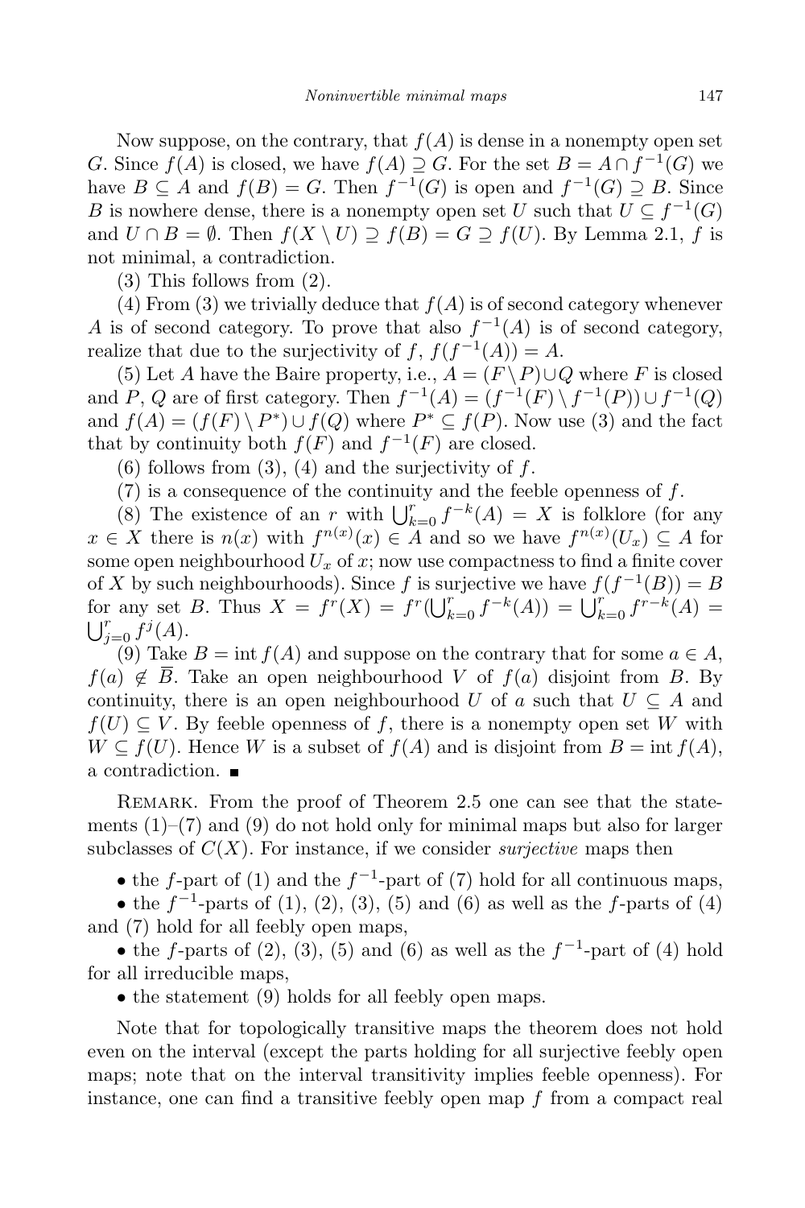Now suppose, on the contrary, that $f(A)$ is dense in a nonempty open set $G$. Since $f(A)$ is closed, we have $f(A) \supseteq G$. For the set $B = A \cap f^{-1}(G)$ we have $B \subseteq A$ and $f(B) = G$. Then $f^{-1}(G)$ is open and $f^{-1}(G) \supseteq B$. Since $B$ is nowhere dense, there is a nonempty open set $U$ such that $U \subseteq f^{-1}(G)$ and $U \cap B = \emptyset$. Then $f(X \setminus U) \supseteq f(B) = G \supseteq f(U)$. By Lemma 2.1, $f$ is not minimal, a contradiction.

(3) This follows from (2).

(4) From (3) we trivially deduce that $f(A)$ is of second category whenever $A$ is of second category. To prove that also $f^{-1}(A)$ is of second category, realize that due to the surjectivity of $f$, $f(f^{-1}(A)) = A$.

(5) Let $A$ have the Baire property, i.e., $A = (F \setminus P) \cup Q$ where $F$ is closed and $P$, $Q$ are of first category. Then $f^{-1}(A) = (f^{-1}(F) \setminus f^{-1}(P)) \cup f^{-1}(Q)$ and $f(A) = (f(F) \setminus P^*) \cup f(Q)$ where $P^* \subseteq f(P)$. Now use (3) and the fact that by continuity both $f(F)$ and $f^{-1}(F)$ are closed.

(6) follows from (3), (4) and the surjectivity of $f$.

(7) is a consequence of the continuity and the feeble openness of $f$.

(8) The existence of an $r$ with $\bigcup_{k=0}^{r} f^{-k}(A) = X$ is folklore (for any $x \in X$ there is $n(x)$ with $f^{n(x)}(x) \in A$ and so we have $f^{n(x)}(U_x) \subseteq A$ for some open neighbourhood $U_x$ of $x$; now use compactness to find a finite cover of $X$ by such neighbourhoods). Since $f$ is surjective we have $f(f^{-1}(B)) = B$ for any set $B$. Thus $X = f^r(X) = f^r(\bigcup_{k=0}^{r} f^{-k}(A)) = \bigcup_{k=0}^{r} f^{r-k}(A) = \bigcup_{j=0}^{r} f^j(A)$.

(9) Take $B = \operatorname{int} f(A)$ and suppose on the contrary that for some $a \in A$, $f(a) \notin \overline{B}$. Take an open neighbourhood $V$ of $f(a)$ disjoint from $B$. By continuity, there is an open neighbourhood $U$ of $a$ such that $U \subseteq A$ and $f(U) \subseteq V$. By feeble openness of $f$, there is a nonempty open set $W$ with $W \subseteq f(U)$. Hence $W$ is a subset of $f(A)$ and is disjoint from $B = \operatorname{int} f(A)$, a contradiction. ∎

Remark. From the proof of Theorem 2.5 one can see that the statements (1)–(7) and (9) do not hold only for minimal maps but also for larger subclasses of $C(X)$. For instance, if we consider *surjective* maps then

- the $f$-part of (1) and the $f^{-1}$-part of (7) hold for all continuous maps,
- the $f^{-1}$-parts of (1), (2), (3), (5) and (6) as well as the $f$-parts of (4) and (7) hold for all feebly open maps,
- the $f$-parts of (2), (3), (5) and (6) as well as the $f^{-1}$-part of (4) hold for all irreducible maps,
- the statement (9) holds for all feebly open maps.

Note that for topologically transitive maps the theorem does not hold even on the interval (except the parts holding for all surjective feebly open maps; note that on the interval transitivity implies feeble openness). For instance, one can find a transitive feebly open map $f$ from a compact real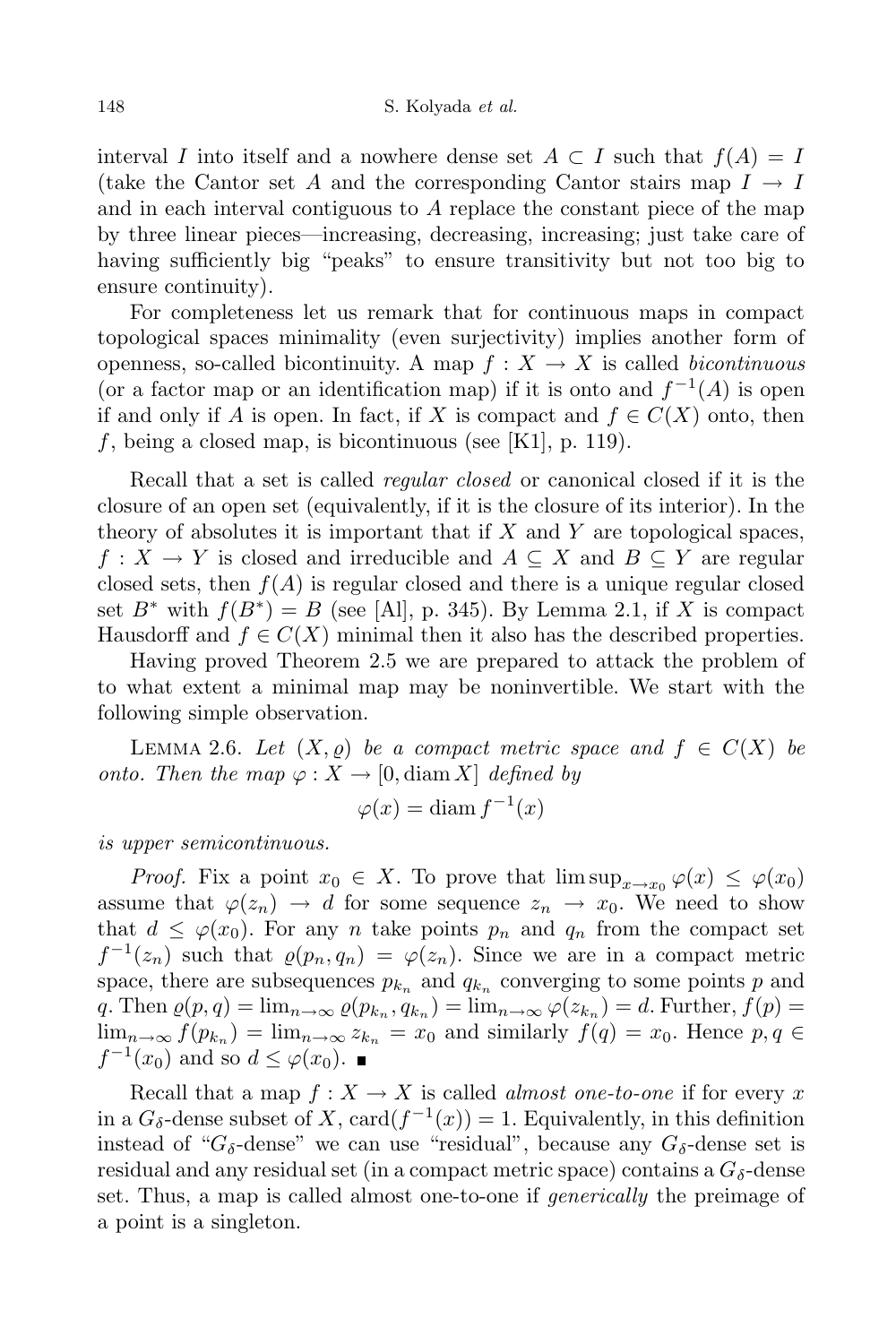interval $I$ into itself and a nowhere dense set $A \subset I$ such that $f(A) = I$ (take the Cantor set $A$ and the corresponding Cantor stairs map $I \to I$ and in each interval contiguous to $A$ replace the constant piece of the map by three linear pieces—increasing, decreasing, increasing; just take care of having sufficiently big "peaks" to ensure transitivity but not too big to ensure continuity).

For completeness let us remark that for continuous maps in compact topological spaces minimality (even surjectivity) implies another form of openness, so-called bicontinuity. A map $f : X \to X$ is called *bicontinuous* (or a factor map or an identification map) if it is onto and $f^{-1}(A)$ is open if and only if $A$ is open. In fact, if $X$ is compact and $f \in C(X)$ onto, then $f$, being a closed map, is bicontinuous (see [K1], p. 119).

Recall that a set is called *regular closed* or canonical closed if it is the closure of an open set (equivalently, if it is the closure of its interior). In the theory of absolutes it is important that if $X$ and $Y$ are topological spaces, $f : X \to Y$ is closed and irreducible and $A \subseteq X$ and $B \subseteq Y$ are regular closed sets, then $f(A)$ is regular closed and there is a unique regular closed set $B^*$ with $f(B^*) = B$ (see [Al], p. 345). By Lemma 2.1, if $X$ is compact Hausdorff and $f \in C(X)$ minimal then it also has the described properties.

Having proved Theorem 2.5 we are prepared to attack the problem of to what extent a minimal map may be noninvertible. We start with the following simple observation.

Lemma 2.6. *Let $(X, \varrho)$ be a compact metric space and $f \in C(X)$ be onto. Then the map $\varphi : X \to [0, \operatorname{diam} X]$ defined by*

$$\varphi(x) = \operatorname{diam} f^{-1}(x)$$

*is upper semicontinuous.*

*Proof.* Fix a point $x_0 \in X$. To prove that $\limsup_{x \to x_0} \varphi(x) \le \varphi(x_0)$ assume that $\varphi(z_n) \to d$ for some sequence $z_n \to x_0$. We need to show that $d \le \varphi(x_0)$. For any $n$ take points $p_n$ and $q_n$ from the compact set $f^{-1}(z_n)$ such that $\varrho(p_n, q_n) = \varphi(z_n)$. Since we are in a compact metric space, there are subsequences $p_{k_n}$ and $q_{k_n}$ converging to some points $p$ and $q$. Then $\varrho(p, q) = \lim_{n \to \infty} \varrho(p_{k_n}, q_{k_n}) = \lim_{n \to \infty} \varphi(z_{k_n}) = d$. Further, $f(p) = \lim_{n \to \infty} f(p_{k_n}) = \lim_{n \to \infty} z_{k_n} = x_0$ and similarly $f(q) = x_0$. Hence $p, q \in f^{-1}(x_0)$ and so $d \le \varphi(x_0)$. ∎

Recall that a map $f : X \to X$ is called *almost one-to-one* if for every $x$ in a $G_\delta$-dense subset of $X$, $\operatorname{card}(f^{-1}(x)) = 1$. Equivalently, in this definition instead of "$G_\delta$-dense" we can use "residual", because any $G_\delta$-dense set is residual and any residual set (in a compact metric space) contains a $G_\delta$-dense set. Thus, a map is called almost one-to-one if *generically* the preimage of a point is a singleton.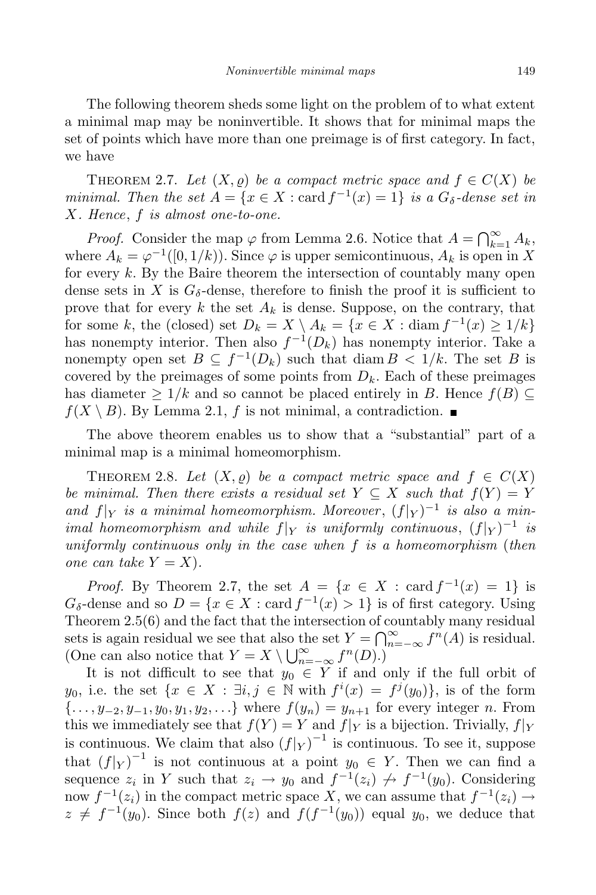The following theorem sheds some light on the problem of to what extent a minimal map may be noninvertible. It shows that for minimal maps the set of points which have more than one preimage is of first category. In fact, we have

Theorem 2.7. *Let $(X, \varrho)$ be a compact metric space and $f \in C(X)$ be minimal. Then the set $A = \{x \in X : \operatorname{card} f^{-1}(x) = 1\}$ is a $G_\delta$-dense set in $X$. Hence, $f$ is almost one-to-one.*

*Proof.* Consider the map $\varphi$ from Lemma 2.6. Notice that $A = \bigcap_{k=1}^{\infty} A_k$, where $A_k = \varphi^{-1}([0, 1/k))$. Since $\varphi$ is upper semicontinuous, $A_k$ is open in $X$ for every $k$. By the Baire theorem the intersection of countably many open dense sets in $X$ is $G_\delta$-dense, therefore to finish the proof it is sufficient to prove that for every $k$ the set $A_k$ is dense. Suppose, on the contrary, that for some $k$, the (closed) set $D_k = X \setminus A_k = \{x \in X : \operatorname{diam} f^{-1}(x) \geq 1/k\}$ has nonempty interior. Then also $f^{-1}(D_k)$ has nonempty interior. Take a nonempty open set $B \subseteq f^{-1}(D_k)$ such that $\operatorname{diam} B < 1/k$. The set $B$ is covered by the preimages of some points from $D_k$. Each of these preimages has diameter $\geq 1/k$ and so cannot be placed entirely in $B$. Hence $f(B) \subseteq f(X \setminus B)$. By Lemma 2.1, $f$ is not minimal, a contradiction. ■

The above theorem enables us to show that a "substantial" part of a minimal map is a minimal homeomorphism.

Theorem 2.8. *Let $(X, \varrho)$ be a compact metric space and $f \in C(X)$ be minimal. Then there exists a residual set $Y \subseteq X$ such that $f(Y) = Y$ and $f|_Y$ is a minimal homeomorphism. Moreover, $(f|_Y)^{-1}$ is also a minimal homeomorphism and while $f|_Y$ is uniformly continuous, $(f|_Y)^{-1}$ is uniformly continuous only in the case when $f$ is a homeomorphism (then one can take $Y = X$).*

*Proof.* By Theorem 2.7, the set $A = \{x \in X : \operatorname{card} f^{-1}(x) = 1\}$ is $G_\delta$-dense and so $D = \{x \in X : \operatorname{card} f^{-1}(x) > 1\}$ is of first category. Using Theorem 2.5(6) and the fact that the intersection of countably many residual sets is again residual we see that also the set $Y = \bigcap_{n=-\infty}^{\infty} f^n(A)$ is residual. (One can also notice that $Y = X \setminus \bigcup_{n=-\infty}^{\infty} f^n(D)$.)

It is not difficult to see that $y_0 \in Y$ if and only if the full orbit of $y_0$, i.e. the set $\{x \in X : \exists i, j \in \mathbb{N} \text{ with } f^i(x) = f^j(y_0)\}$, is of the form $\{\ldots, y_{-2}, y_{-1}, y_0, y_1, y_2, \ldots\}$ where $f(y_n) = y_{n+1}$ for every integer $n$. From this we immediately see that $f(Y) = Y$ and $f|_Y$ is a bijection. Trivially, $f|_Y$ is continuous. We claim that also $(f|_Y)^{-1}$ is continuous. To see it, suppose that $(f|_Y)^{-1}$ is not continuous at a point $y_0 \in Y$. Then we can find a sequence $z_i$ in $Y$ such that $z_i \to y_0$ and $f^{-1}(z_i) \not\to f^{-1}(y_0)$. Considering now $f^{-1}(z_i)$ in the compact metric space $X$, we can assume that $f^{-1}(z_i) \to z \neq f^{-1}(y_0)$. Since both $f(z)$ and $f(f^{-1}(y_0))$ equal $y_0$, we deduce that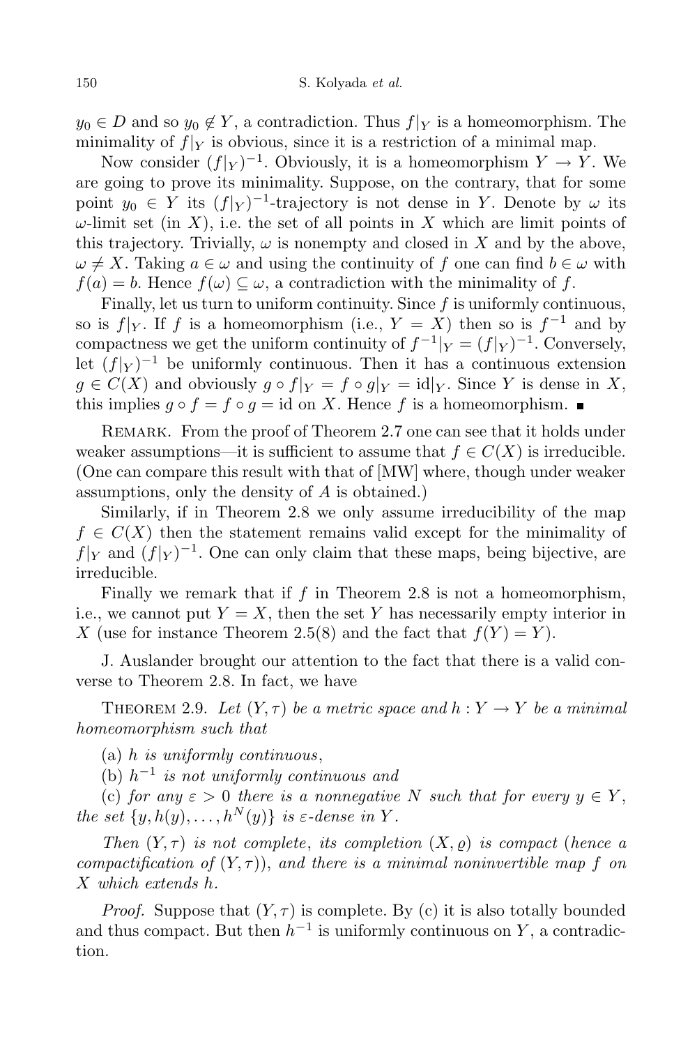$y_0 \in D$ and so $y_0 \notin Y$, a contradiction. Thus $f|_Y$ is a homeomorphism. The minimality of $f|_Y$ is obvious, since it is a restriction of a minimal map.

Now consider $(f|_Y)^{-1}$. Obviously, it is a homeomorphism $Y \to Y$. We are going to prove its minimality. Suppose, on the contrary, that for some point $y_0 \in Y$ its $(f|_Y)^{-1}$-trajectory is not dense in $Y$. Denote by $\omega$ its $\omega$-limit set (in $X$), i.e. the set of all points in $X$ which are limit points of this trajectory. Trivially, $\omega$ is nonempty and closed in $X$ and by the above, $\omega \neq X$. Taking $a \in \omega$ and using the continuity of $f$ one can find $b \in \omega$ with $f(a) = b$. Hence $f(\omega) \subseteq \omega$, a contradiction with the minimality of $f$.

Finally, let us turn to uniform continuity. Since $f$ is uniformly continuous, so is $f|_Y$. If $f$ is a homeomorphism (i.e., $Y = X$) then so is $f^{-1}$ and by compactness we get the uniform continuity of $f^{-1}|_Y = (f|_Y)^{-1}$. Conversely, let $(f|_Y)^{-1}$ be uniformly continuous. Then it has a continuous extension $g \in C(X)$ and obviously $g \circ f|_Y = f \circ g|_Y = \mathrm{id}|_Y$. Since $Y$ is dense in $X$, this implies $g \circ f = f \circ g = \mathrm{id}$ on $X$. Hence $f$ is a homeomorphism. ∎

Remark. From the proof of Theorem 2.7 one can see that it holds under weaker assumptions—it is sufficient to assume that $f \in C(X)$ is irreducible. (One can compare this result with that of [MW] where, though under weaker assumptions, only the density of $A$ is obtained.)

Similarly, if in Theorem 2.8 we only assume irreducibility of the map $f \in C(X)$ then the statement remains valid except for the minimality of $f|_Y$ and $(f|_Y)^{-1}$. One can only claim that these maps, being bijective, are irreducible.

Finally we remark that if $f$ in Theorem 2.8 is not a homeomorphism, i.e., we cannot put $Y = X$, then the set $Y$ has necessarily empty interior in $X$ (use for instance Theorem 2.5(8) and the fact that $f(Y) = Y$).

J. Auslander brought our attention to the fact that there is a valid converse to Theorem 2.8. In fact, we have

Theorem 2.9. *Let $(Y, \tau)$ be a metric space and $h : Y \to Y$ be a minimal homeomorphism such that*

(a) *$h$ is uniformly continuous*,

(b) *$h^{-1}$ is not uniformly continuous and*

(c) *for any $\varepsilon > 0$ there is a nonnegative $N$ such that for every $y \in Y$, the set $\{y, h(y), \ldots, h^N(y)\}$ is $\varepsilon$-dense in $Y$.*

*Then $(Y, \tau)$ is not complete, its completion $(X, \varrho)$ is compact (hence a compactification of $(Y, \tau)$), and there is a minimal noninvertible map $f$ on $X$ which extends $h$.*

*Proof.* Suppose that $(Y, \tau)$ is complete. By (c) it is also totally bounded and thus compact. But then $h^{-1}$ is uniformly continuous on $Y$, a contradiction.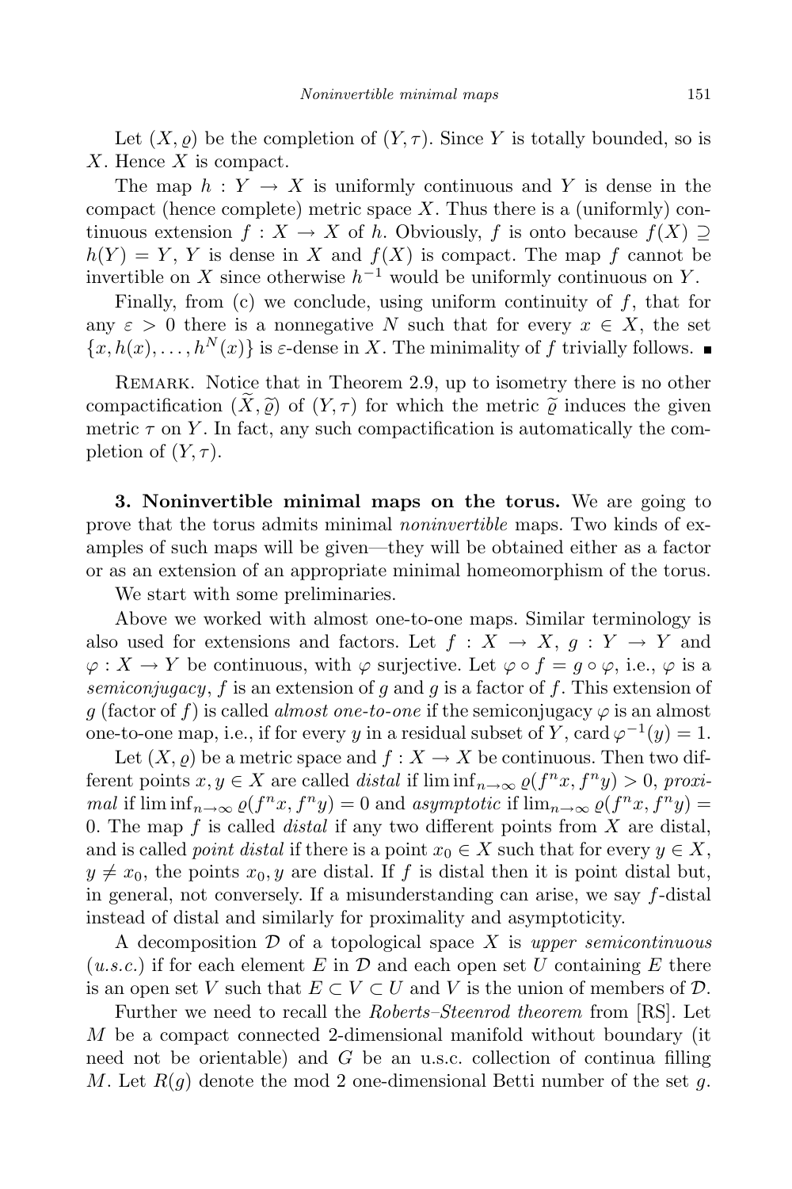Let $(X, \varrho)$ be the completion of $(Y, \tau)$. Since $Y$ is totally bounded, so is $X$. Hence $X$ is compact.

The map $h : Y \to X$ is uniformly continuous and $Y$ is dense in the compact (hence complete) metric space $X$. Thus there is a (uniformly) continuous extension $f : X \to X$ of $h$. Obviously, $f$ is onto because $f(X) \supseteq h(Y) = Y$, $Y$ is dense in $X$ and $f(X)$ is compact. The map $f$ cannot be invertible on $X$ since otherwise $h^{-1}$ would be uniformly continuous on $Y$.

Finally, from (c) we conclude, using uniform continuity of $f$, that for any $\varepsilon > 0$ there is a nonnegative $N$ such that for every $x \in X$, the set $\{x, h(x), \ldots, h^N(x)\}$ is $\varepsilon$-dense in $X$. The minimality of $f$ trivially follows. ∎

Remark. Notice that in Theorem 2.9, up to isometry there is no other compactification $(\widetilde{X}, \widetilde{\varrho})$ of $(Y, \tau)$ for which the metric $\widetilde{\varrho}$ induces the given metric $\tau$ on $Y$. In fact, any such compactification is automatically the completion of $(Y, \tau)$.

**3. Noninvertible minimal maps on the torus.** We are going to prove that the torus admits minimal *noninvertible* maps. Two kinds of examples of such maps will be given—they will be obtained either as a factor or as an extension of an appropriate minimal homeomorphism of the torus.

We start with some preliminaries.

Above we worked with almost one-to-one maps. Similar terminology is also used for extensions and factors. Let $f : X \to X$, $g : Y \to Y$ and $\varphi : X \to Y$ be continuous, with $\varphi$ surjective. Let $\varphi \circ f = g \circ \varphi$, i.e., $\varphi$ is a *semiconjugacy*, $f$ is an extension of $g$ and $g$ is a factor of $f$. This extension of $g$ (factor of $f$) is called *almost one-to-one* if the semiconjugacy $\varphi$ is an almost one-to-one map, i.e., if for every $y$ in a residual subset of $Y$, $\operatorname{card} \varphi^{-1}(y) = 1$.

Let $(X, \varrho)$ be a metric space and $f : X \to X$ be continuous. Then two different points $x, y \in X$ are called *distal* if $\liminf_{n\to\infty} \varrho(f^n x, f^n y) > 0$, *proximal* if $\liminf_{n\to\infty} \varrho(f^n x, f^n y) = 0$ and *asymptotic* if $\lim_{n\to\infty} \varrho(f^n x, f^n y) = 0$. The map $f$ is called *distal* if any two different points from $X$ are distal, and is called *point distal* if there is a point $x_0 \in X$ such that for every $y \in X$, $y \neq x_0$, the points $x_0, y$ are distal. If $f$ is distal then it is point distal but, in general, not conversely. If a misunderstanding can arise, we say $f$-distal instead of distal and similarly for proximality and asymptoticity.

A decomposition $\mathcal{D}$ of a topological space $X$ is *upper semicontinuous* (*u.s.c.*) if for each element $E$ in $\mathcal{D}$ and each open set $U$ containing $E$ there is an open set $V$ such that $E \subset V \subset U$ and $V$ is the union of members of $\mathcal{D}$.

Further we need to recall the *Roberts–Steenrod theorem* from [RS]. Let $M$ be a compact connected 2-dimensional manifold without boundary (it need not be orientable) and $G$ be an u.s.c. collection of continua filling $M$. Let $R(g)$ denote the mod 2 one-dimensional Betti number of the set $g$.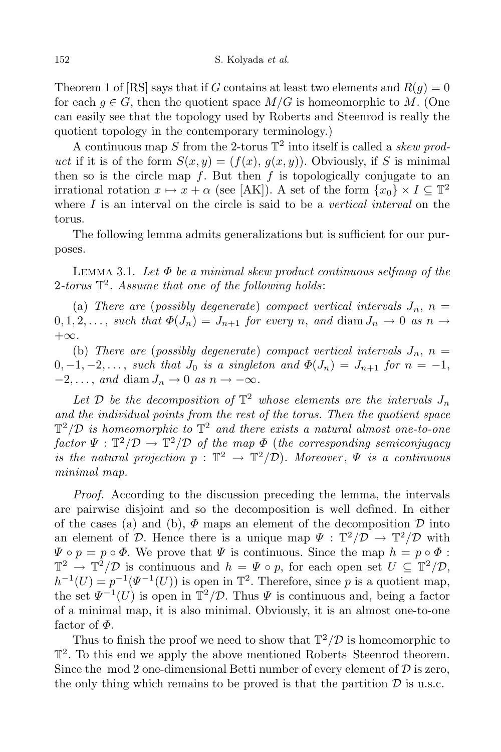Theorem 1 of [RS] says that if $G$ contains at least two elements and $R(g) = 0$ for each $g \in G$, then the quotient space $M/G$ is homeomorphic to $M$. (One can easily see that the topology used by Roberts and Steenrod is really the quotient topology in the contemporary terminology.)

A continuous map $S$ from the 2-torus $\mathbb{T}^2$ into itself is called a *skew product* if it is of the form $S(x, y) = (f(x), g(x, y))$. Obviously, if $S$ is minimal then so is the circle map $f$. But then $f$ is topologically conjugate to an irrational rotation $x \mapsto x + \alpha$ (see [AK]). A set of the form $\{x_0\} \times I \subseteq \mathbb{T}^2$ where $I$ is an interval on the circle is said to be a *vertical interval* on the torus.

The following lemma admits generalizations but is sufficient for our purposes.

Lemma 3.1. *Let $\Phi$ be a minimal skew product continuous selfmap of the 2-torus $\mathbb{T}^2$. Assume that one of the following holds*:

(a) *There are* (*possibly degenerate*) *compact vertical intervals $J_n$, $n = 0, 1, 2, \ldots$, such that $\Phi(J_n) = J_{n+1}$ for every $n$, and $\operatorname{diam} J_n \to 0$ as $n \to +\infty$.*

(b) *There are* (*possibly degenerate*) *compact vertical intervals $J_n$, $n = 0, -1, -2, \ldots$, such that $J_0$ is a singleton and $\Phi(J_n) = J_{n+1}$ for $n = -1, -2, \ldots$, and $\operatorname{diam} J_n \to 0$ as $n \to -\infty$.*

*Let $\mathcal{D}$ be the decomposition of $\mathbb{T}^2$ whose elements are the intervals $J_n$ and the individual points from the rest of the torus. Then the quotient space $\mathbb{T}^2/\mathcal{D}$ is homeomorphic to $\mathbb{T}^2$ and there exists a natural almost one-to-one factor $\Psi : \mathbb{T}^2/\mathcal{D} \to \mathbb{T}^2/\mathcal{D}$ of the map $\Phi$* (*the corresponding semiconjugacy is the natural projection $p : \mathbb{T}^2 \to \mathbb{T}^2/\mathcal{D}$*). *Moreover*, *$\Psi$ is a continuous minimal map.*

*Proof.* According to the discussion preceding the lemma, the intervals are pairwise disjoint and so the decomposition is well defined. In either of the cases (a) and (b), $\Phi$ maps an element of the decomposition $\mathcal{D}$ into an element of $\mathcal{D}$. Hence there is a unique map $\Psi : \mathbb{T}^2/\mathcal{D} \to \mathbb{T}^2/\mathcal{D}$ with $\Psi \circ p = p \circ \Phi$. We prove that $\Psi$ is continuous. Since the map $h = p \circ \Phi : \mathbb{T}^2 \to \mathbb{T}^2/\mathcal{D}$ is continuous and $h = \Psi \circ p$, for each open set $U \subseteq \mathbb{T}^2/\mathcal{D}$, $h^{-1}(U) = p^{-1}(\Psi^{-1}(U))$ is open in $\mathbb{T}^2$. Therefore, since $p$ is a quotient map, the set $\Psi^{-1}(U)$ is open in $\mathbb{T}^2/\mathcal{D}$. Thus $\Psi$ is continuous and, being a factor of a minimal map, it is also minimal. Obviously, it is an almost one-to-one factor of $\Phi$.

Thus to finish the proof we need to show that $\mathbb{T}^2/\mathcal{D}$ is homeomorphic to $\mathbb{T}^2$. To this end we apply the above mentioned Roberts–Steenrod theorem. Since the mod 2 one-dimensional Betti number of every element of $\mathcal{D}$ is zero, the only thing which remains to be proved is that the partition $\mathcal{D}$ is u.s.c.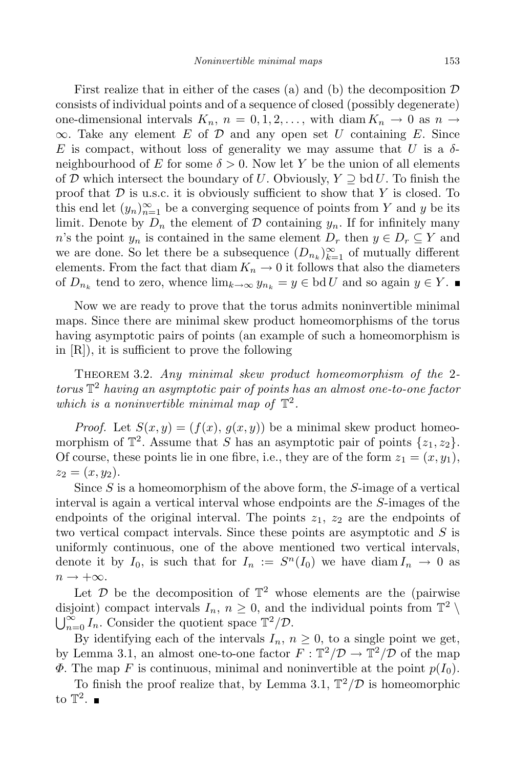First realize that in either of the cases (a) and (b) the decomposition $\mathcal{D}$ consists of individual points and of a sequence of closed (possibly degenerate) one-dimensional intervals $K_n$, $n = 0, 1, 2, \ldots$, with $\operatorname{diam} K_n \to 0$ as $n \to \infty$. Take any element $E$ of $\mathcal{D}$ and any open set $U$ containing $E$. Since $E$ is compact, without loss of generality we may assume that $U$ is a $\delta$-neighbourhood of $E$ for some $\delta > 0$. Now let $Y$ be the union of all elements of $\mathcal{D}$ which intersect the boundary of $U$. Obviously, $Y \supseteq \operatorname{bd} U$. To finish the proof that $\mathcal{D}$ is u.s.c. it is obviously sufficient to show that $Y$ is closed. To this end let $(y_n)_{n=1}^{\infty}$ be a converging sequence of points from $Y$ and $y$ be its limit. Denote by $D_n$ the element of $\mathcal{D}$ containing $y_n$. If for infinitely many $n$'s the point $y_n$ is contained in the same element $D_r$ then $y \in D_r \subseteq Y$ and we are done. So let there be a subsequence $(D_{n_k})_{k=1}^{\infty}$ of mutually different elements. From the fact that $\operatorname{diam} K_n \to 0$ it follows that also the diameters of $D_{n_k}$ tend to zero, whence $\lim_{k\to\infty} y_{n_k} = y \in \operatorname{bd} U$ and so again $y \in Y$. ∎

Now we are ready to prove that the torus admits noninvertible minimal maps. Since there are minimal skew product homeomorphisms of the torus having asymptotic pairs of points (an example of such a homeomorphism is in [R]), it is sufficient to prove the following

Theorem 3.2. *Any minimal skew product homeomorphism of the* 2*-torus* $\mathbb{T}^2$ *having an asymptotic pair of points has an almost one-to-one factor which is a noninvertible minimal map of* $\mathbb{T}^2$.

*Proof.* Let $S(x, y) = (f(x), g(x, y))$ be a minimal skew product homeomorphism of $\mathbb{T}^2$. Assume that $S$ has an asymptotic pair of points $\{z_1, z_2\}$. Of course, these points lie in one fibre, i.e., they are of the form $z_1 = (x, y_1)$, $z_2 = (x, y_2)$.

Since $S$ is a homeomorphism of the above form, the $S$-image of a vertical interval is again a vertical interval whose endpoints are the $S$-images of the endpoints of the original interval. The points $z_1$, $z_2$ are the endpoints of two vertical compact intervals. Since these points are asymptotic and $S$ is uniformly continuous, one of the above mentioned two vertical intervals, denote it by $I_0$, is such that for $I_n := S^n(I_0)$ we have $\operatorname{diam} I_n \to 0$ as $n \to +\infty$.

Let $\mathcal{D}$ be the decomposition of $\mathbb{T}^2$ whose elements are the (pairwise disjoint) compact intervals $I_n$, $n \geq 0$, and the individual points from $\mathbb{T}^2 \setminus \bigcup_{n=0}^{\infty} I_n$. Consider the quotient space $\mathbb{T}^2/\mathcal{D}$.

By identifying each of the intervals $I_n$, $n \geq 0$, to a single point we get, by Lemma 3.1, an almost one-to-one factor $F : \mathbb{T}^2/\mathcal{D} \to \mathbb{T}^2/\mathcal{D}$ of the map $\Phi$. The map $F$ is continuous, minimal and noninvertible at the point $p(I_0)$.

To finish the proof realize that, by Lemma 3.1, $\mathbb{T}^2/\mathcal{D}$ is homeomorphic to $\mathbb{T}^2$. ∎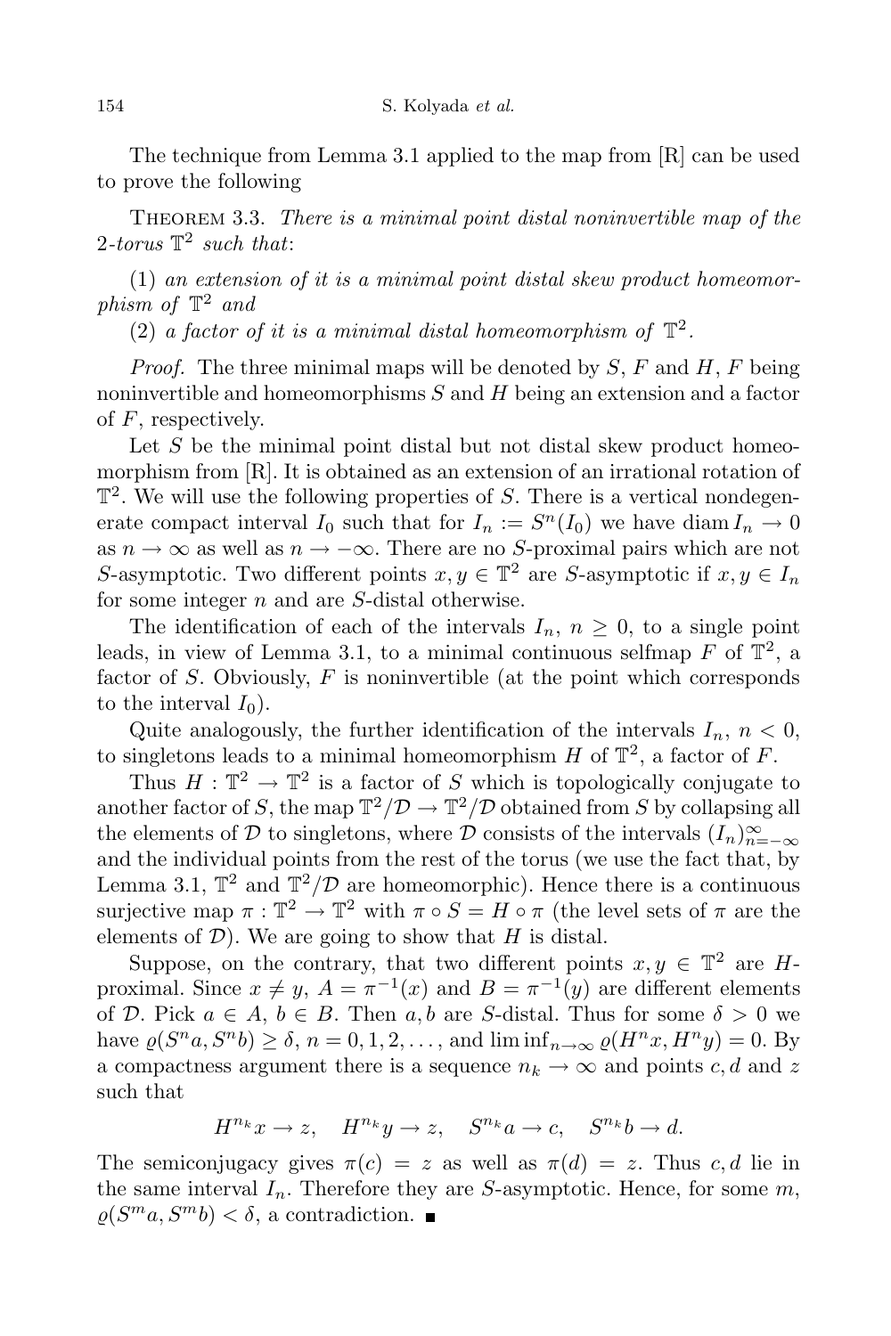The technique from Lemma 3.1 applied to the map from [R] can be used to prove the following

Theorem 3.3. *There is a minimal point distal noninvertible map of the* 2*-torus* $\mathbb{T}^2$ *such that*:

(1) *an extension of it is a minimal point distal skew product homeomorphism of* $\mathbb{T}^2$ *and*

(2) *a factor of it is a minimal distal homeomorphism of* $\mathbb{T}^2$.

*Proof.* The three minimal maps will be denoted by $S$, $F$ and $H$, $F$ being noninvertible and homeomorphisms $S$ and $H$ being an extension and a factor of $F$, respectively.

Let $S$ be the minimal point distal but not distal skew product homeomorphism from [R]. It is obtained as an extension of an irrational rotation of $\mathbb{T}^2$. We will use the following properties of $S$. There is a vertical nondegenerate compact interval $I_0$ such that for $I_n := S^n(I_0)$ we have $\operatorname{diam} I_n \to 0$ as $n \to \infty$ as well as $n \to -\infty$. There are no $S$-proximal pairs which are not $S$-asymptotic. Two different points $x, y \in \mathbb{T}^2$ are $S$-asymptotic if $x, y \in I_n$ for some integer $n$ and are $S$-distal otherwise.

The identification of each of the intervals $I_n$, $n \geq 0$, to a single point leads, in view of Lemma 3.1, to a minimal continuous selfmap $F$ of $\mathbb{T}^2$, a factor of $S$. Obviously, $F$ is noninvertible (at the point which corresponds to the interval $I_0$).

Quite analogously, the further identification of the intervals $I_n$, $n < 0$, to singletons leads to a minimal homeomorphism $H$ of $\mathbb{T}^2$, a factor of $F$.

Thus $H : \mathbb{T}^2 \to \mathbb{T}^2$ is a factor of $S$ which is topologically conjugate to another factor of $S$, the map $\mathbb{T}^2/\mathcal{D} \to \mathbb{T}^2/\mathcal{D}$ obtained from $S$ by collapsing all the elements of $\mathcal{D}$ to singletons, where $\mathcal{D}$ consists of the intervals $(I_n)_{n=-\infty}^{\infty}$ and the individual points from the rest of the torus (we use the fact that, by Lemma 3.1, $\mathbb{T}^2$ and $\mathbb{T}^2/\mathcal{D}$ are homeomorphic). Hence there is a continuous surjective map $\pi : \mathbb{T}^2 \to \mathbb{T}^2$ with $\pi \circ S = H \circ \pi$ (the level sets of $\pi$ are the elements of $\mathcal{D}$). We are going to show that $H$ is distal.

Suppose, on the contrary, that two different points $x, y \in \mathbb{T}^2$ are $H$-proximal. Since $x \neq y$, $A = \pi^{-1}(x)$ and $B = \pi^{-1}(y)$ are different elements of $\mathcal{D}$. Pick $a \in A$, $b \in B$. Then $a, b$ are $S$-distal. Thus for some $\delta > 0$ we have $\varrho(S^n a, S^n b) \geq \delta$, $n = 0, 1, 2, \ldots$, and $\liminf_{n\to\infty} \varrho(H^n x, H^n y) = 0$. By a compactness argument there is a sequence $n_k \to \infty$ and points $c, d$ and $z$ such that

$$H^{n_k} x \to z, \quad H^{n_k} y \to z, \quad S^{n_k} a \to c, \quad S^{n_k} b \to d.$$

The semiconjugacy gives $\pi(c) = z$ as well as $\pi(d) = z$. Thus $c, d$ lie in the same interval $I_n$. Therefore they are $S$-asymptotic. Hence, for some $m$, $\varrho(S^m a, S^m b) < \delta$, a contradiction. ■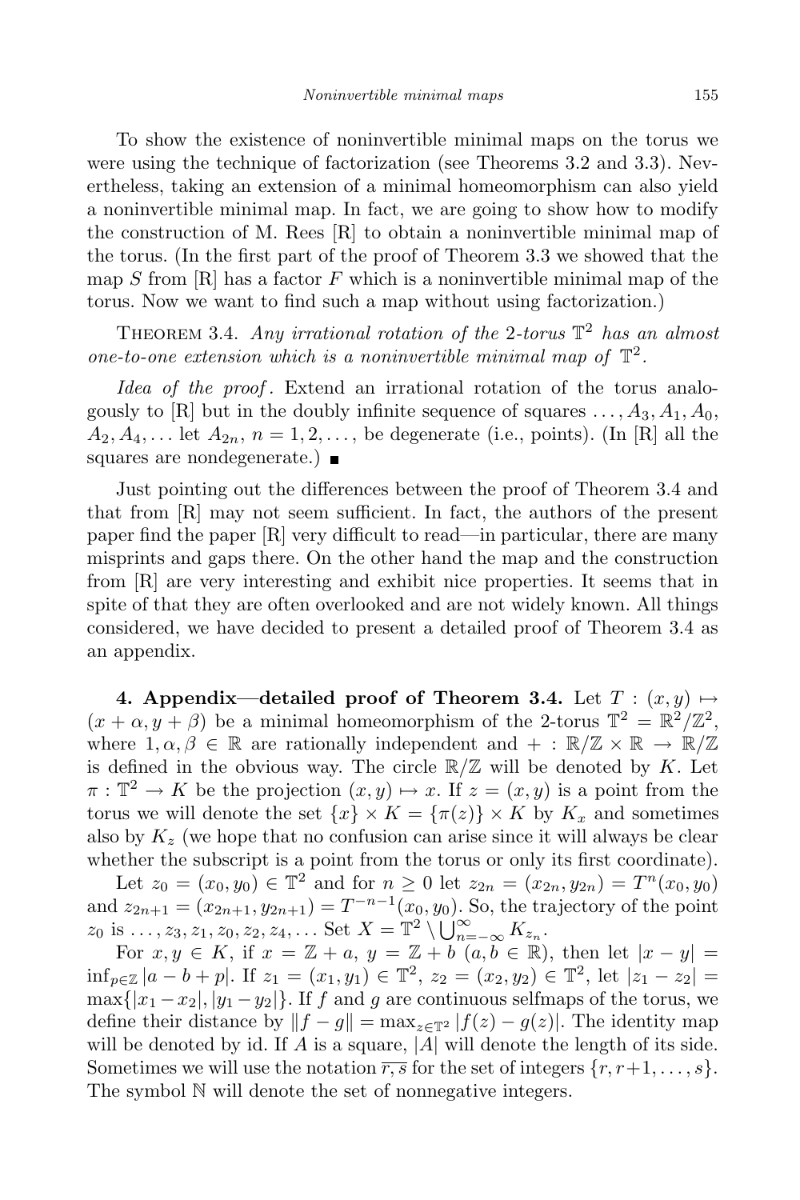To show the existence of noninvertible minimal maps on the torus we were using the technique of factorization (see Theorems 3.2 and 3.3). Nevertheless, taking an extension of a minimal homeomorphism can also yield a noninvertible minimal map. In fact, we are going to show how to modify the construction of M. Rees [R] to obtain a noninvertible minimal map of the torus. (In the first part of the proof of Theorem 3.3 we showed that the map $S$ from [R] has a factor $F$ which is a noninvertible minimal map of the torus. Now we want to find such a map without using factorization.)

Theorem 3.4. *Any irrational rotation of the 2-torus $\mathbb{T}^2$ has an almost one-to-one extension which is a noninvertible minimal map of $\mathbb{T}^2$.*

*Idea of the proof.* Extend an irrational rotation of the torus analogously to [R] but in the doubly infinite sequence of squares $\ldots, A_3, A_1, A_0, A_2, A_4, \ldots$ let $A_{2n}$, $n = 1, 2, \ldots$, be degenerate (i.e., points). (In [R] all the squares are nondegenerate.) ∎

Just pointing out the differences between the proof of Theorem 3.4 and that from [R] may not seem sufficient. In fact, the authors of the present paper find the paper [R] very difficult to read—in particular, there are many misprints and gaps there. On the other hand the map and the construction from [R] are very interesting and exhibit nice properties. It seems that in spite of that they are often overlooked and are not widely known. All things considered, we have decided to present a detailed proof of Theorem 3.4 as an appendix.

**4. Appendix—detailed proof of Theorem 3.4.** Let $T : (x, y) \mapsto (x + \alpha, y + \beta)$ be a minimal homeomorphism of the 2-torus $\mathbb{T}^2 = \mathbb{R}^2/\mathbb{Z}^2$, where $1, \alpha, \beta \in \mathbb{R}$ are rationally independent and $+ : \mathbb{R}/\mathbb{Z} \times \mathbb{R} \to \mathbb{R}/\mathbb{Z}$ is defined in the obvious way. The circle $\mathbb{R}/\mathbb{Z}$ will be denoted by $K$. Let $\pi : \mathbb{T}^2 \to K$ be the projection $(x, y) \mapsto x$. If $z = (x, y)$ is a point from the torus we will denote the set $\{x\} \times K = \{\pi(z)\} \times K$ by $K_x$ and sometimes also by $K_z$ (we hope that no confusion can arise since it will always be clear whether the subscript is a point from the torus or only its first coordinate).

Let $z_0 = (x_0, y_0) \in \mathbb{T}^2$ and for $n \geq 0$ let $z_{2n} = (x_{2n}, y_{2n}) = T^n(x_0, y_0)$ and $z_{2n+1} = (x_{2n+1}, y_{2n+1}) = T^{-n-1}(x_0, y_0)$. So, the trajectory of the point $z_0$ is $\ldots, z_3, z_1, z_0, z_2, z_4, \ldots$ Set $X = \mathbb{T}^2 \setminus \bigcup_{n=-\infty}^{\infty} K_{z_n}$.

For $x, y \in K$, if $x = \mathbb{Z} + a$, $y = \mathbb{Z} + b$ $(a, b \in \mathbb{R})$, then let $|x - y| = \inf_{p \in \mathbb{Z}} |a - b + p|$. If $z_1 = (x_1, y_1) \in \mathbb{T}^2$, $z_2 = (x_2, y_2) \in \mathbb{T}^2$, let $|z_1 - z_2| = \max\{|x_1 - x_2|, |y_1 - y_2|\}$. If $f$ and $g$ are continuous selfmaps of the torus, we define their distance by $\|f - g\| = \max_{z \in \mathbb{T}^2} |f(z) - g(z)|$. The identity map will be denoted by id. If $A$ is a square, $|A|$ will denote the length of its side. Sometimes we will use the notation $\overline{r, s}$ for the set of integers $\{r, r+1, \ldots, s\}$. The symbol $\mathbb{N}$ will denote the set of nonnegative integers.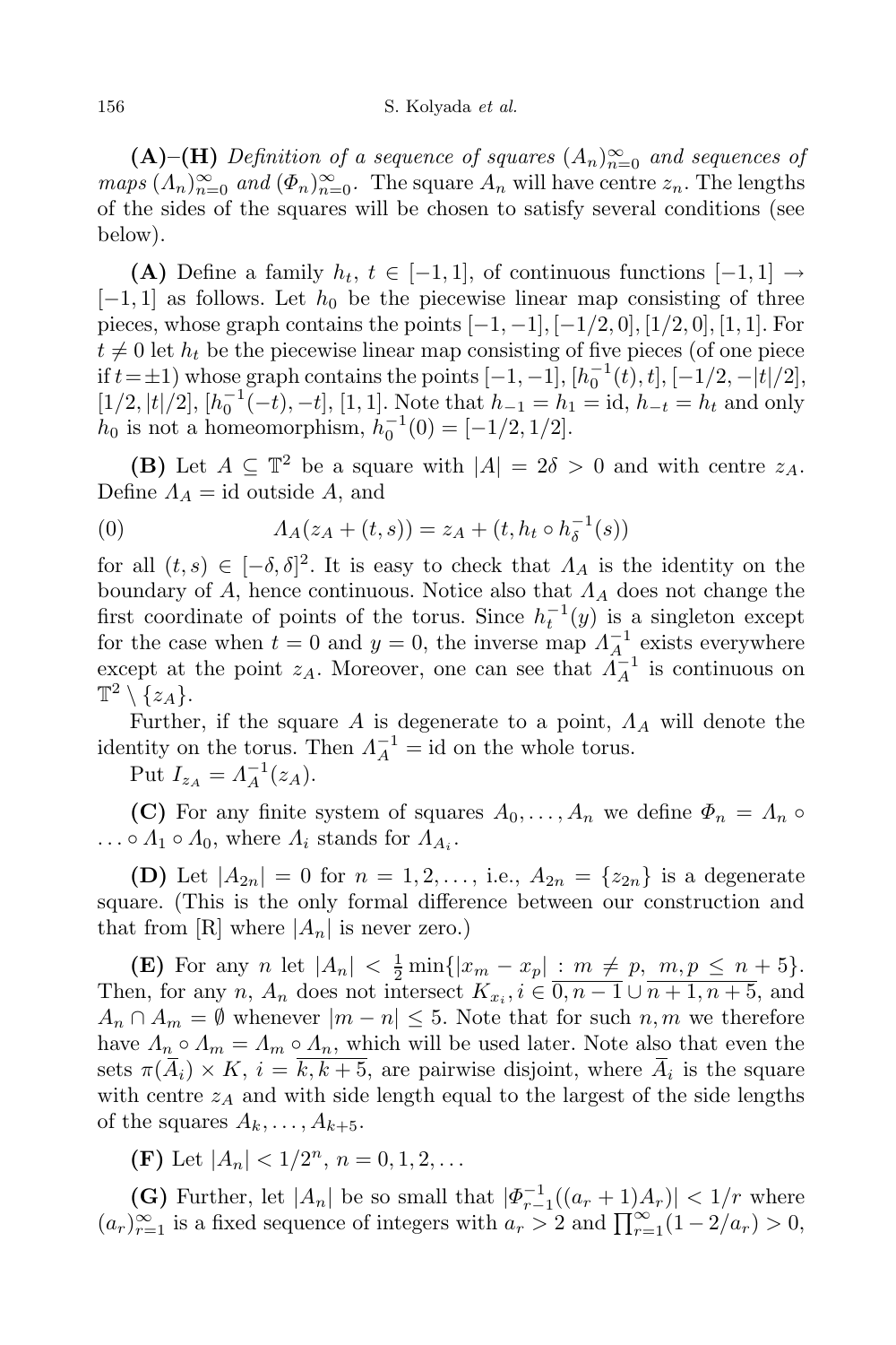**(A)–(H)** *Definition of a sequence of squares* $(A_n)_{n=0}^{\infty}$ *and sequences of maps* $(\Lambda_n)_{n=0}^{\infty}$ *and* $(\Phi_n)_{n=0}^{\infty}$. The square $A_n$ will have centre $z_n$. The lengths of the sides of the squares will be chosen to satisfy several conditions (see below).

**(A)** Define a family $h_t$, $t \in [-1,1]$, of continuous functions $[-1,1] \to [-1,1]$ as follows. Let $h_0$ be the piecewise linear map consisting of three pieces, whose graph contains the points $[-1,-1], [-1/2, 0], [1/2, 0], [1,1]$. For $t \neq 0$ let $h_t$ be the piecewise linear map consisting of five pieces (of one piece if $t = \pm 1$) whose graph contains the points $[-1,-1]$, $[h_0^{-1}(t), t]$, $[-1/2, -|t|/2]$, $[1/2, |t|/2]$, $[h_0^{-1}(-t), -t]$, $[1,1]$. Note that $h_{-1} = h_1 = \mathrm{id}$, $h_{-t} = h_t$ and only $h_0$ is not a homeomorphism, $h_0^{-1}(0) = [-1/2, 1/2]$.

**(B)** Let $A \subseteq \mathbb{T}^2$ be a square with $|A| = 2\delta > 0$ and with centre $z_A$. Define $\Lambda_A = \mathrm{id}$ outside $A$, and

$$\Lambda_A(z_A + (t,s)) = z_A + (t, h_t \circ h_\delta^{-1}(s)) \tag{0}$$

for all $(t,s) \in [-\delta, \delta]^2$. It is easy to check that $\Lambda_A$ is the identity on the boundary of $A$, hence continuous. Notice also that $\Lambda_A$ does not change the first coordinate of points of the torus. Since $h_t^{-1}(y)$ is a singleton except for the case when $t = 0$ and $y = 0$, the inverse map $\Lambda_A^{-1}$ exists everywhere except at the point $z_A$. Moreover, one can see that $\Lambda_A^{-1}$ is continuous on $\mathbb{T}^2 \setminus \{z_A\}$.

Further, if the square $A$ is degenerate to a point, $\Lambda_A$ will denote the identity on the torus. Then $\Lambda_A^{-1} = \mathrm{id}$ on the whole torus.

Put $I_{z_A} = \Lambda_A^{-1}(z_A)$.

**(C)** For any finite system of squares $A_0, \ldots, A_n$ we define $\Phi_n = \Lambda_n \circ \ldots \circ \Lambda_1 \circ \Lambda_0$, where $\Lambda_i$ stands for $\Lambda_{A_i}$.

**(D)** Let $|A_{2n}| = 0$ for $n = 1, 2, \ldots$, i.e., $A_{2n} = \{z_{2n}\}$ is a degenerate square. (This is the only formal difference between our construction and that from [R] where $|A_n|$ is never zero.)

**(E)** For any $n$ let $|A_n| < \frac{1}{2}\min\{|x_m - x_p| : m \neq p,\ m, p \leq n+5\}$. Then, for any $n$, $A_n$ does not intersect $K_{x_i}, i \in \overline{0, n-1} \cup \overline{n+1, n+5}$, and $A_n \cap A_m = \emptyset$ whenever $|m - n| \leq 5$. Note that for such $n, m$ we therefore have $\Lambda_n \circ \Lambda_m = \Lambda_m \circ \Lambda_n$, which will be used later. Note also that even the sets $\pi(\overline{A}_i) \times K$, $i = \overline{k, k+5}$, are pairwise disjoint, where $\overline{A}_i$ is the square with centre $z_A$ and with side length equal to the largest of the side lengths of the squares $A_k, \ldots, A_{k+5}$.

**(F)** Let $|A_n| < 1/2^n$, $n = 0, 1, 2, \ldots$

**(G)** Further, let $|A_n|$ be so small that $|\Phi_{r-1}^{-1}((a_r + 1)A_r)| < 1/r$ where $(a_r)_{r=1}^{\infty}$ is a fixed sequence of integers with $a_r > 2$ and $\prod_{r=1}^{\infty}(1 - 2/a_r) > 0$,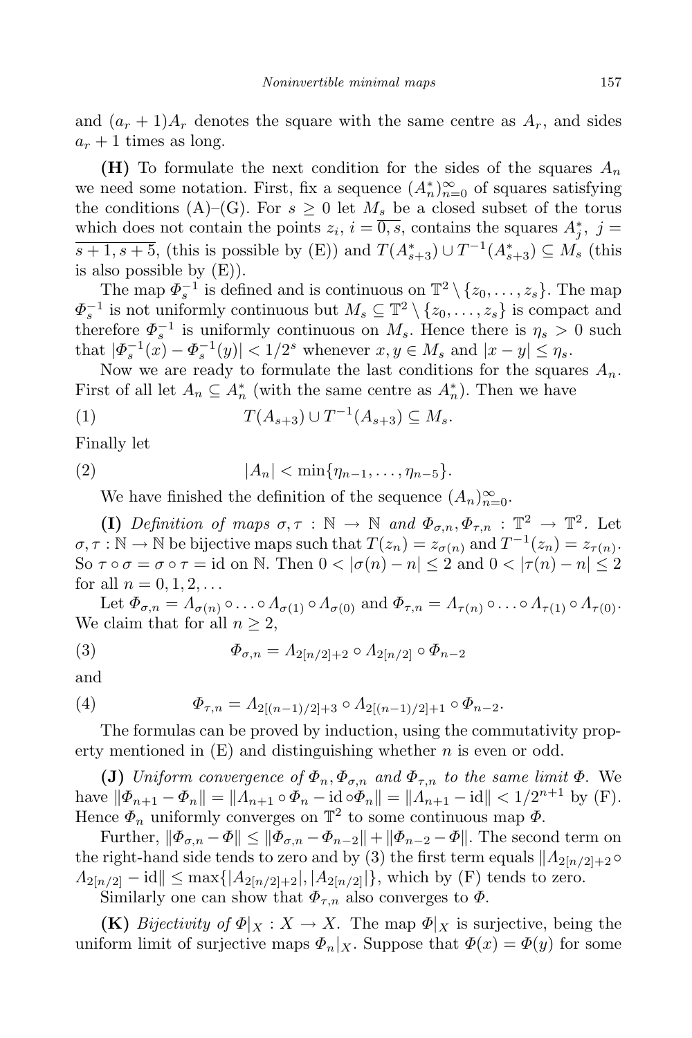and $(a_r + 1)A_r$ denotes the square with the same centre as $A_r$, and sides $a_r + 1$ times as long.

**(H)** To formulate the next condition for the sides of the squares $A_n$ we need some notation. First, fix a sequence $(A_n^*)_{n=0}^\infty$ of squares satisfying the conditions (A)–(G). For $s \geq 0$ let $M_s$ be a closed subset of the torus which does not contain the points $z_i$, $i = \overline{0, s}$, contains the squares $A_j^*$, $j = \overline{s+1, s+5}$, (this is possible by (E)) and $T(A_{s+3}^*) \cup T^{-1}(A_{s+3}^*) \subseteq M_s$ (this is also possible by (E)).

The map $\Phi_s^{-1}$ is defined and is continuous on $\mathbb{T}^2 \setminus \{z_0, \ldots, z_s\}$. The map $\Phi_s^{-1}$ is not uniformly continuous but $M_s \subseteq \mathbb{T}^2 \setminus \{z_0, \ldots, z_s\}$ is compact and therefore $\Phi_s^{-1}$ is uniformly continuous on $M_s$. Hence there is $\eta_s > 0$ such that $|\Phi_s^{-1}(x) - \Phi_s^{-1}(y)| < 1/2^s$ whenever $x, y \in M_s$ and $|x - y| \leq \eta_s$.

Now we are ready to formulate the last conditions for the squares $A_n$. First of all let $A_n \subseteq A_n^*$ (with the same centre as $A_n^*$). Then we have

$$T(A_{s+3}) \cup T^{-1}(A_{s+3}) \subseteq M_s. \tag{1}$$

Finally let

$$|A_n| < \min\{\eta_{n-1}, \ldots, \eta_{n-5}\}. \tag{2}$$

We have finished the definition of the sequence $(A_n)_{n=0}^\infty$.

**(I)** *Definition of maps $\sigma, \tau : \mathbb{N} \to \mathbb{N}$ and $\Phi_{\sigma,n}, \Phi_{\tau,n} : \mathbb{T}^2 \to \mathbb{T}^2$.* Let $\sigma, \tau : \mathbb{N} \to \mathbb{N}$ be bijective maps such that $T(z_n) = z_{\sigma(n)}$ and $T^{-1}(z_n) = z_{\tau(n)}$. So $\tau \circ \sigma = \sigma \circ \tau = \mathrm{id}$ on $\mathbb{N}$. Then $0 < |\sigma(n) - n| \leq 2$ and $0 < |\tau(n) - n| \leq 2$ for all $n = 0, 1, 2, \ldots$

Let $\Phi_{\sigma,n} = \Lambda_{\sigma(n)} \circ \ldots \circ \Lambda_{\sigma(1)} \circ \Lambda_{\sigma(0)}$ and $\Phi_{\tau,n} = \Lambda_{\tau(n)} \circ \ldots \circ \Lambda_{\tau(1)} \circ \Lambda_{\tau(0)}$. We claim that for all $n \geq 2$,

$$\Phi_{\sigma,n} = \Lambda_{2[n/2]+2} \circ \Lambda_{2[n/2]} \circ \Phi_{n-2} \tag{3}$$

and

$$\Phi_{\tau,n} = \Lambda_{2[(n-1)/2]+3} \circ \Lambda_{2[(n-1)/2]+1} \circ \Phi_{n-2}. \tag{4}$$

The formulas can be proved by induction, using the commutativity property mentioned in (E) and distinguishing whether $n$ is even or odd.

**(J)** *Uniform convergence of $\Phi_n, \Phi_{\sigma,n}$ and $\Phi_{\tau,n}$ to the same limit $\Phi$.* We have $\|\Phi_{n+1} - \Phi_n\| = \|\Lambda_{n+1} \circ \Phi_n - \mathrm{id} \circ \Phi_n\| = \|\Lambda_{n+1} - \mathrm{id}\| < 1/2^{n+1}$ by (F). Hence $\Phi_n$ uniformly converges on $\mathbb{T}^2$ to some continuous map $\Phi$.

Further, $\|\Phi_{\sigma,n} - \Phi\| \leq \|\Phi_{\sigma,n} - \Phi_{n-2}\| + \|\Phi_{n-2} - \Phi\|$. The second term on the right-hand side tends to zero and by (3) the first term equals $\|\Lambda_{2[n/2]+2} \circ \Lambda_{2[n/2]} - \mathrm{id}\| \leq \max\{|A_{2[n/2]+2}|, |A_{2[n/2]}|\}$, which by (F) tends to zero.

Similarly one can show that $\Phi_{\tau,n}$ also converges to $\Phi$.

**(K)** *Bijectivity of $\Phi|_X : X \to X$.* The map $\Phi|_X$ is surjective, being the uniform limit of surjective maps $\Phi_n|_X$. Suppose that $\Phi(x) = \Phi(y)$ for some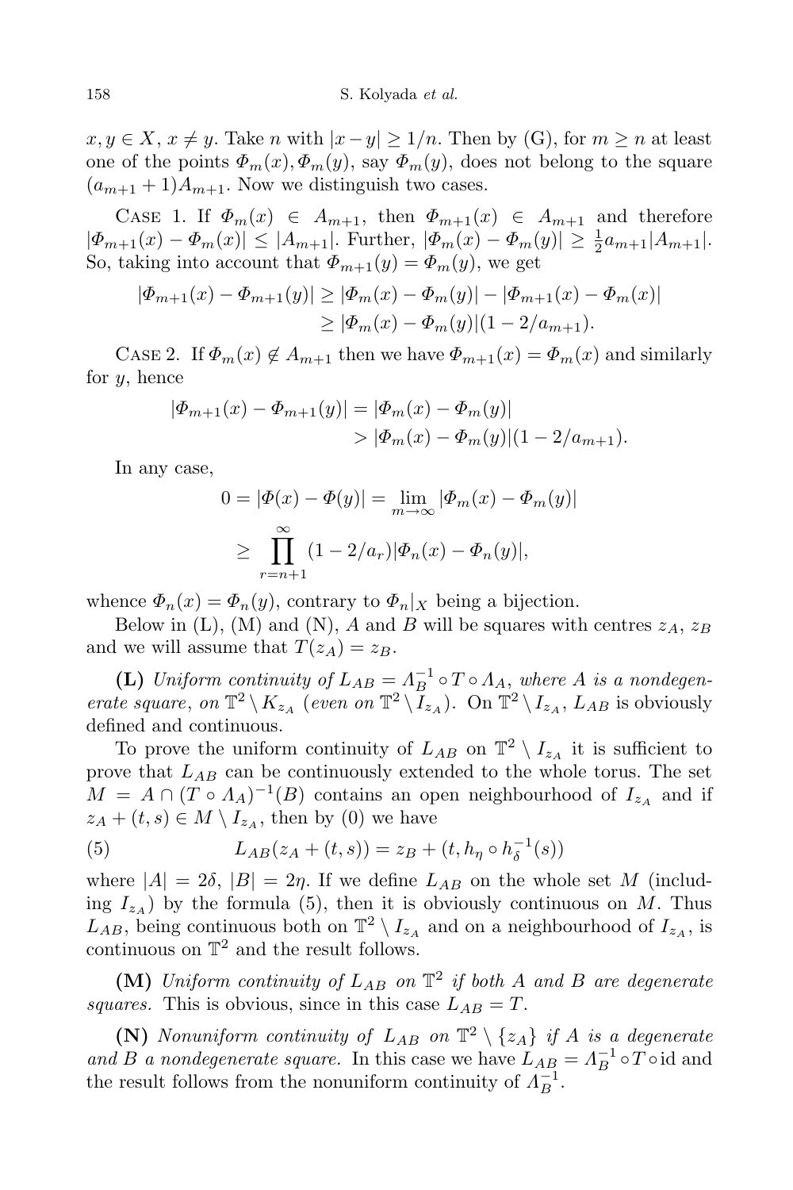$x, y \in X$, $x \neq y$. Take $n$ with $|x-y| \geq 1/n$. Then by (G), for $m \geq n$ at least one of the points $\Phi_m(x), \Phi_m(y)$, say $\Phi_m(y)$, does not belong to the square $(a_{m+1}+1)A_{m+1}$. Now we distinguish two cases.

Case 1. If $\Phi_m(x) \in A_{m+1}$, then $\Phi_{m+1}(x) \in A_{m+1}$ and therefore $|\Phi_{m+1}(x) - \Phi_m(x)| \leq |A_{m+1}|$. Further, $|\Phi_m(x) - \Phi_m(y)| \geq \frac{1}{2}a_{m+1}|A_{m+1}|$. So, taking into account that $\Phi_{m+1}(y) = \Phi_m(y)$, we get

$$
\begin{aligned}
|\Phi_{m+1}(x) - \Phi_{m+1}(y)| &\geq |\Phi_m(x) - \Phi_m(y)| - |\Phi_{m+1}(x) - \Phi_m(x)| \\
&\geq |\Phi_m(x) - \Phi_m(y)|(1 - 2/a_{m+1}).
\end{aligned}
$$

Case 2. If $\Phi_m(x) \notin A_{m+1}$ then we have $\Phi_{m+1}(x) = \Phi_m(x)$ and similarly for $y$, hence

$$
\begin{aligned}
|\Phi_{m+1}(x) - \Phi_{m+1}(y)| &= |\Phi_m(x) - \Phi_m(y)| \\
&> |\Phi_m(x) - \Phi_m(y)|(1 - 2/a_{m+1}).
\end{aligned}
$$

In any case,

$$
\begin{aligned}
0 = |\Phi(x) - \Phi(y)| &= \lim_{m\to\infty} |\Phi_m(x) - \Phi_m(y)| \\
&\geq \prod_{r=n+1}^{\infty} (1 - 2/a_r)|\Phi_n(x) - \Phi_n(y)|,
\end{aligned}
$$

whence $\Phi_n(x) = \Phi_n(y)$, contrary to $\Phi_n|_X$ being a bijection.

Below in (L), (M) and (N), $A$ and $B$ will be squares with centres $z_A$, $z_B$ and we will assume that $T(z_A) = z_B$.

**(L)** *Uniform continuity of $L_{AB} = \Lambda_B^{-1} \circ T \circ \Lambda_A$, where $A$ is a nondegenerate square, on $\mathbb{T}^2 \setminus K_{z_A}$ (even on $\mathbb{T}^2 \setminus I_{z_A}$).* On $\mathbb{T}^2 \setminus I_{z_A}$, $L_{AB}$ is obviously defined and continuous.

To prove the uniform continuity of $L_{AB}$ on $\mathbb{T}^2 \setminus I_{z_A}$ it is sufficient to prove that $L_{AB}$ can be continuously extended to the whole torus. The set $M = A \cap (T \circ \Lambda_A)^{-1}(B)$ contains an open neighbourhood of $I_{z_A}$ and if $z_A + (t,s) \in M \setminus I_{z_A}$, then by (0) we have

$$
L_{AB}(z_A + (t,s)) = z_B + (t, h_\eta \circ h_\delta^{-1}(s)) \tag{5}
$$

where $|A| = 2\delta$, $|B| = 2\eta$. If we define $L_{AB}$ on the whole set $M$ (including $I_{z_A}$) by the formula (5), then it is obviously continuous on $M$. Thus $L_{AB}$, being continuous both on $\mathbb{T}^2 \setminus I_{z_A}$ and on a neighbourhood of $I_{z_A}$, is continuous on $\mathbb{T}^2$ and the result follows.

**(M)** *Uniform continuity of $L_{AB}$ on $\mathbb{T}^2$ if both $A$ and $B$ are degenerate squares.* This is obvious, since in this case $L_{AB} = T$.

**(N)** *Nonuniform continuity of $L_{AB}$ on $\mathbb{T}^2 \setminus \{z_A\}$ if $A$ is a degenerate and $B$ a nondegenerate square.* In this case we have $L_{AB} = \Lambda_B^{-1} \circ T \circ \mathrm{id}$ and the result follows from the nonuniform continuity of $\Lambda_B^{-1}$.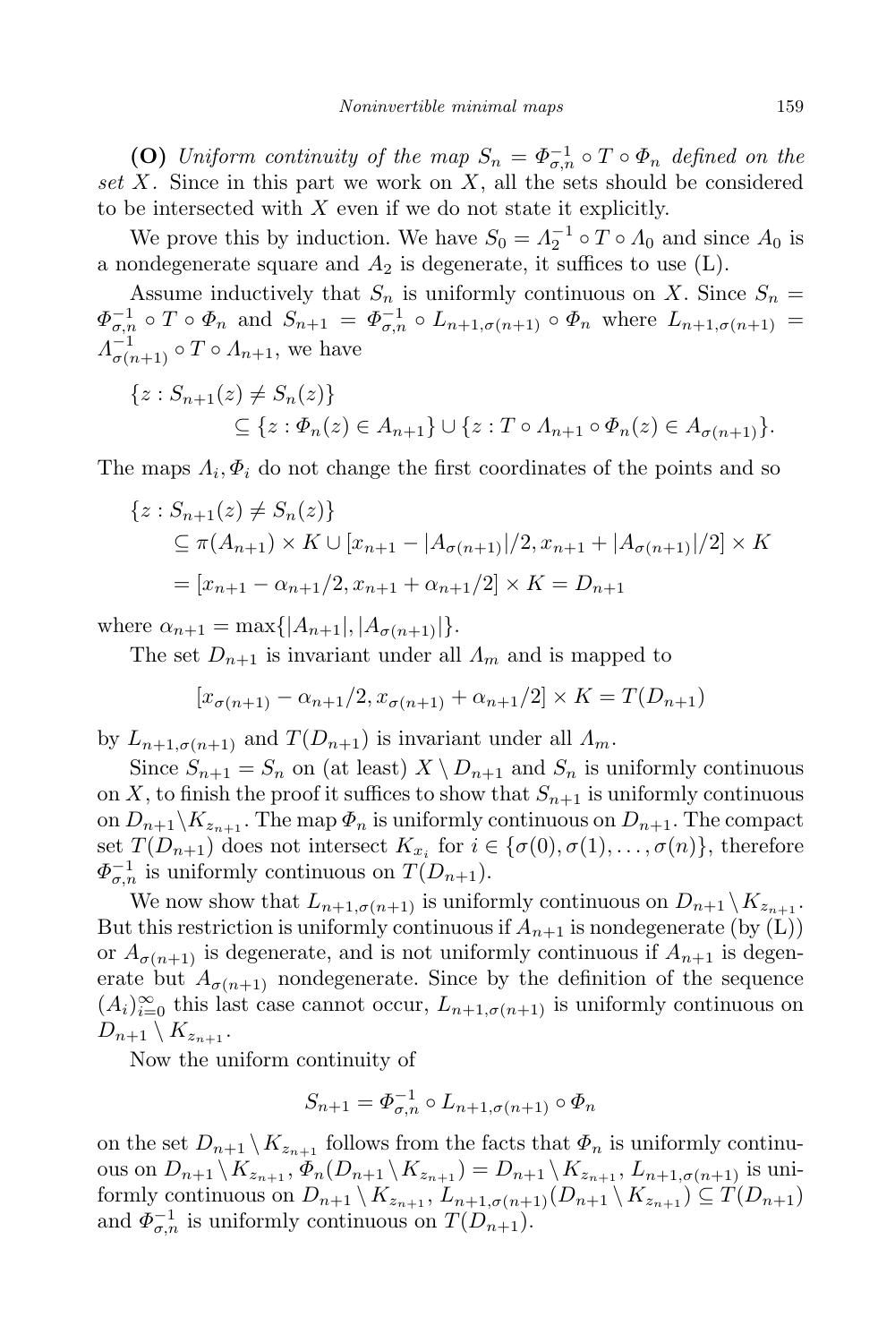**(O)** *Uniform continuity of the map $S_n = \Phi_{\sigma,n}^{-1} \circ T \circ \Phi_n$ defined on the set $X$.* Since in this part we work on $X$, all the sets should be considered to be intersected with $X$ even if we do not state it explicitly.

We prove this by induction. We have $S_0 = \Lambda_2^{-1} \circ T \circ \Lambda_0$ and since $A_0$ is a nondegenerate square and $A_2$ is degenerate, it suffices to use (L).

Assume inductively that $S_n$ is uniformly continuous on $X$. Since $S_n = \Phi_{\sigma,n}^{-1} \circ T \circ \Phi_n$ and $S_{n+1} = \Phi_{\sigma,n}^{-1} \circ L_{n+1,\sigma(n+1)} \circ \Phi_n$ where $L_{n+1,\sigma(n+1)} = \Lambda_{\sigma(n+1)}^{-1} \circ T \circ \Lambda_{n+1}$, we have

$$\begin{aligned}
&\{z : S_{n+1}(z) \neq S_n(z)\} \\
&\qquad \subseteq \{z : \Phi_n(z) \in A_{n+1}\} \cup \{z : T \circ \Lambda_{n+1} \circ \Phi_n(z) \in A_{\sigma(n+1)}\}.
\end{aligned}$$

The maps $\Lambda_i, \Phi_i$ do not change the first coordinates of the points and so

$$\begin{aligned}
&\{z : S_{n+1}(z) \neq S_n(z)\} \\
&\qquad \subseteq \pi(A_{n+1}) \times K \cup [x_{n+1} - |A_{\sigma(n+1)}|/2, x_{n+1} + |A_{\sigma(n+1)}|/2] \times K \\
&\qquad = [x_{n+1} - \alpha_{n+1}/2, x_{n+1} + \alpha_{n+1}/2] \times K = D_{n+1}
\end{aligned}$$

where $\alpha_{n+1} = \max\{|A_{n+1}|, |A_{\sigma(n+1)}|\}$.

The set $D_{n+1}$ is invariant under all $\Lambda_m$ and is mapped to

$$[x_{\sigma(n+1)} - \alpha_{n+1}/2, x_{\sigma(n+1)} + \alpha_{n+1}/2] \times K = T(D_{n+1})$$

by $L_{n+1,\sigma(n+1)}$ and $T(D_{n+1})$ is invariant under all $\Lambda_m$.

Since $S_{n+1} = S_n$ on (at least) $X \setminus D_{n+1}$ and $S_n$ is uniformly continuous on $X$, to finish the proof it suffices to show that $S_{n+1}$ is uniformly continuous on $D_{n+1} \setminus K_{z_{n+1}}$. The map $\Phi_n$ is uniformly continuous on $D_{n+1}$. The compact set $T(D_{n+1})$ does not intersect $K_{x_i}$ for $i \in \{\sigma(0), \sigma(1), \ldots, \sigma(n)\}$, therefore $\Phi_{\sigma,n}^{-1}$ is uniformly continuous on $T(D_{n+1})$.

We now show that $L_{n+1,\sigma(n+1)}$ is uniformly continuous on $D_{n+1} \setminus K_{z_{n+1}}$. But this restriction is uniformly continuous if $A_{n+1}$ is nondegenerate (by (L)) or $A_{\sigma(n+1)}$ is degenerate, and is not uniformly continuous if $A_{n+1}$ is degenerate but $A_{\sigma(n+1)}$ nondegenerate. Since by the definition of the sequence $(A_i)_{i=0}^{\infty}$ this last case cannot occur, $L_{n+1,\sigma(n+1)}$ is uniformly continuous on $D_{n+1} \setminus K_{z_{n+1}}$.

Now the uniform continuity of

$$S_{n+1} = \Phi_{\sigma,n}^{-1} \circ L_{n+1,\sigma(n+1)} \circ \Phi_n$$

on the set $D_{n+1} \setminus K_{z_{n+1}}$ follows from the facts that $\Phi_n$ is uniformly continuous on $D_{n+1} \setminus K_{z_{n+1}}$, $\Phi_n(D_{n+1} \setminus K_{z_{n+1}}) = D_{n+1} \setminus K_{z_{n+1}}$, $L_{n+1,\sigma(n+1)}$ is uniformly continuous on $D_{n+1} \setminus K_{z_{n+1}}$, $L_{n+1,\sigma(n+1)}(D_{n+1} \setminus K_{z_{n+1}}) \subseteq T(D_{n+1})$ and $\Phi_{\sigma,n}^{-1}$ is uniformly continuous on $T(D_{n+1})$.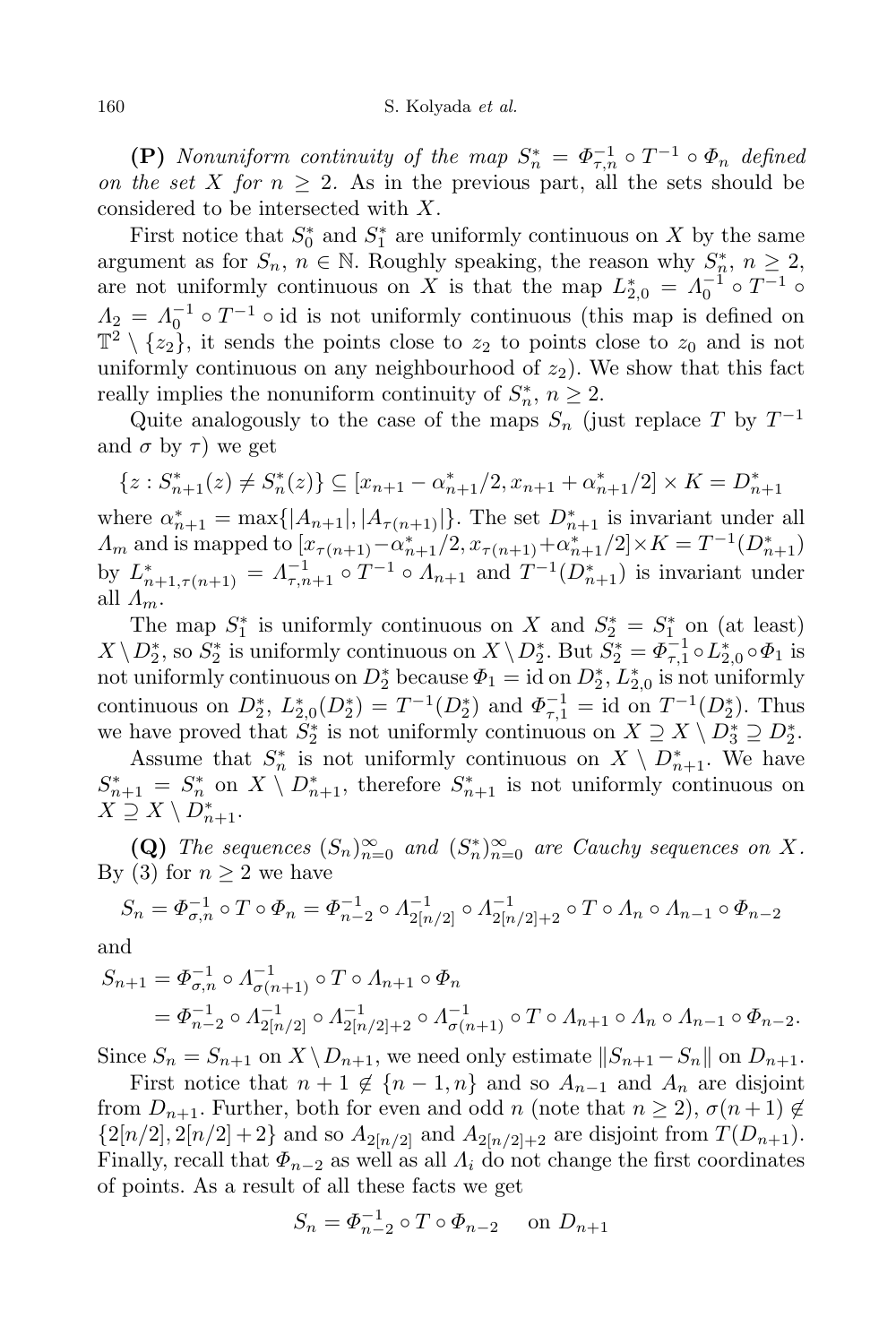**(P)** *Nonuniform continuity of the map $S_n^* = \Phi_{\tau,n}^{-1} \circ T^{-1} \circ \Phi_n$ defined on the set $X$ for $n \geq 2$.* As in the previous part, all the sets should be considered to be intersected with $X$.

First notice that $S_0^*$ and $S_1^*$ are uniformly continuous on $X$ by the same argument as for $S_n$, $n \in \mathbb{N}$. Roughly speaking, the reason why $S_n^*$, $n \geq 2$, are not uniformly continuous on $X$ is that the map $L_{2,0}^* = \Lambda_0^{-1} \circ T^{-1} \circ \Lambda_2 = \Lambda_0^{-1} \circ T^{-1} \circ \mathrm{id}$ is not uniformly continuous (this map is defined on $\mathbb{T}^2 \setminus \{z_2\}$, it sends the points close to $z_2$ to points close to $z_0$ and is not uniformly continuous on any neighbourhood of $z_2$). We show that this fact really implies the nonuniform continuity of $S_n^*$, $n \geq 2$.

Quite analogously to the case of the maps $S_n$ (just replace $T$ by $T^{-1}$ and $\sigma$ by $\tau$) we get

$$\{z : S_{n+1}^*(z) \neq S_n^*(z)\} \subseteq [x_{n+1} - \alpha_{n+1}^*/2, x_{n+1} + \alpha_{n+1}^*/2] \times K = D_{n+1}^*$$

where $\alpha_{n+1}^* = \max\{|A_{n+1}|, |A_{\tau(n+1)}|\}$. The set $D_{n+1}^*$ is invariant under all $\Lambda_m$ and is mapped to $[x_{\tau(n+1)} - \alpha_{n+1}^*/2, x_{\tau(n+1)} + \alpha_{n+1}^*/2] \times K = T^{-1}(D_{n+1}^*)$ by $L_{n+1,\tau(n+1)}^* = \Lambda_{\tau,n+1}^{-1} \circ T^{-1} \circ \Lambda_{n+1}$ and $T^{-1}(D_{n+1}^*)$ is invariant under all $\Lambda_m$.

The map $S_1^*$ is uniformly continuous on $X$ and $S_2^* = S_1^*$ on (at least) $X \setminus D_2^*$, so $S_2^*$ is uniformly continuous on $X \setminus D_2^*$. But $S_2^* = \Phi_{\tau,1}^{-1} \circ L_{2,0}^* \circ \Phi_1$ is not uniformly continuous on $D_2^*$ because $\Phi_1 = \mathrm{id}$ on $D_2^*$, $L_{2,0}^*$ is not uniformly continuous on $D_2^*$, $L_{2,0}^*(D_2^*) = T^{-1}(D_2^*)$ and $\Phi_{\tau,1}^{-1} = \mathrm{id}$ on $T^{-1}(D_2^*)$. Thus we have proved that $S_2^*$ is not uniformly continuous on $X \supseteq X \setminus D_3^* \supseteq D_2^*$.

Assume that $S_n^*$ is not uniformly continuous on $X \setminus D_{n+1}^*$. We have $S_{n+1}^* = S_n^*$ on $X \setminus D_{n+1}^*$, therefore $S_{n+1}^*$ is not uniformly continuous on $X \supseteq X \setminus D_{n+1}^*$.

**(Q)** *The sequences $(S_n)_{n=0}^\infty$ and $(S_n^*)_{n=0}^\infty$ are Cauchy sequences on $X$.* By (3) for $n \geq 2$ we have

$$S_n = \Phi_{\sigma,n}^{-1} \circ T \circ \Phi_n = \Phi_{n-2}^{-1} \circ \Lambda_{2[n/2]}^{-1} \circ \Lambda_{2[n/2]+2}^{-1} \circ T \circ \Lambda_n \circ \Lambda_{n-1} \circ \Phi_{n-2}$$

and

$$\begin{aligned} S_{n+1} &= \Phi_{\sigma,n}^{-1} \circ \Lambda_{\sigma(n+1)}^{-1} \circ T \circ \Lambda_{n+1} \circ \Phi_n \\ &= \Phi_{n-2}^{-1} \circ \Lambda_{2[n/2]}^{-1} \circ \Lambda_{2[n/2]+2}^{-1} \circ \Lambda_{\sigma(n+1)}^{-1} \circ T \circ \Lambda_{n+1} \circ \Lambda_n \circ \Lambda_{n-1} \circ \Phi_{n-2}. \end{aligned}$$

Since $S_n = S_{n+1}$ on $X \setminus D_{n+1}$, we need only estimate $\|S_{n+1} - S_n\|$ on $D_{n+1}$.

First notice that $n+1 \notin \{n-1, n\}$ and so $A_{n-1}$ and $A_n$ are disjoint from $D_{n+1}$. Further, both for even and odd $n$ (note that $n \geq 2$), $\sigma(n+1) \notin \{2[n/2], 2[n/2]+2\}$ and so $A_{2[n/2]}$ and $A_{2[n/2]+2}$ are disjoint from $T(D_{n+1})$. Finally, recall that $\Phi_{n-2}$ as well as all $\Lambda_i$ do not change the first coordinates of points. As a result of all these facts we get

$$S_n = \Phi_{n-2}^{-1} \circ T \circ \Phi_{n-2} \quad \text{on } D_{n+1}$$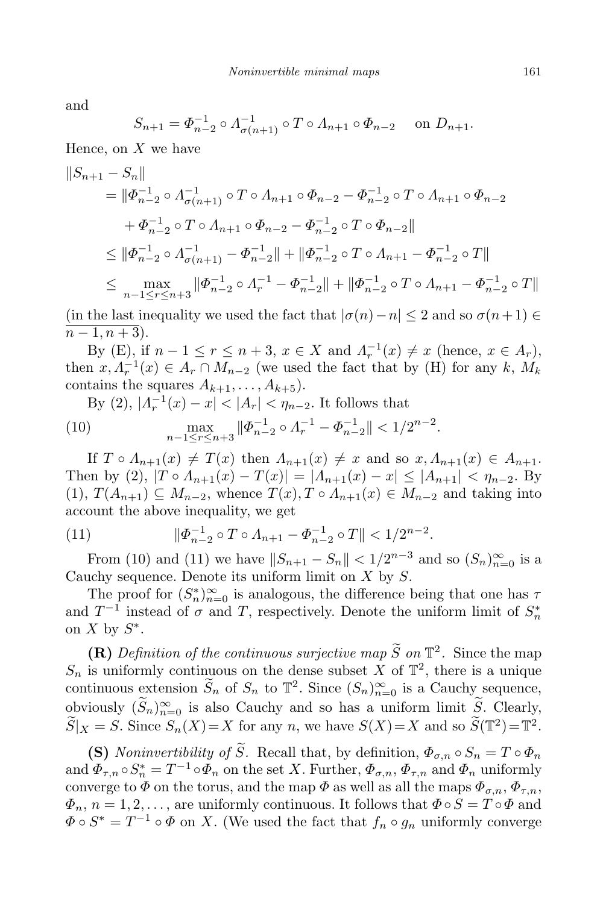and

$$S_{n+1} = \Phi_{n-2}^{-1} \circ \Lambda_{\sigma(n+1)}^{-1} \circ T \circ \Lambda_{n+1} \circ \Phi_{n-2} \quad \text{ on } D_{n+1}.$$

Hence, on $X$ we have

$$\begin{aligned}
\|S_{n+1} - S_n\| & \\
&= \|\Phi_{n-2}^{-1} \circ \Lambda_{\sigma(n+1)}^{-1} \circ T \circ \Lambda_{n+1} \circ \Phi_{n-2} - \Phi_{n-2}^{-1} \circ T \circ \Lambda_{n+1} \circ \Phi_{n-2} \\
&\quad + \Phi_{n-2}^{-1} \circ T \circ \Lambda_{n+1} \circ \Phi_{n-2} - \Phi_{n-2}^{-1} \circ T \circ \Phi_{n-2}\| \\
&\le \|\Phi_{n-2}^{-1} \circ \Lambda_{\sigma(n+1)}^{-1} - \Phi_{n-2}^{-1}\| + \|\Phi_{n-2}^{-1} \circ T \circ \Lambda_{n+1} - \Phi_{n-2}^{-1} \circ T\| \\
&\le \max_{n-1 \le r \le n+3} \|\Phi_{n-2}^{-1} \circ \Lambda_r^{-1} - \Phi_{n-2}^{-1}\| + \|\Phi_{n-2}^{-1} \circ T \circ \Lambda_{n+1} - \Phi_{n-2}^{-1} \circ T\|
\end{aligned}$$

(in the last inequality we used the fact that $|\sigma(n) - n| \le 2$ and so $\sigma(n+1) \in \overline{n-1, n+3}$).

By (E), if $n-1 \le r \le n+3$, $x \in X$ and $\Lambda_r^{-1}(x) \ne x$ (hence, $x \in A_r$), then $x, \Lambda_r^{-1}(x) \in A_r \cap M_{n-2}$ (we used the fact that by (H) for any $k$, $M_k$ contains the squares $A_{k+1}, \ldots, A_{k+5}$).

By (2), $|\Lambda_r^{-1}(x) - x| < |A_r| < \eta_{n-2}$. It follows that

$$\max_{n-1 \le r \le n+3} \|\Phi_{n-2}^{-1} \circ \Lambda_r^{-1} - \Phi_{n-2}^{-1}\| < 1/2^{n-2}. \tag{10}$$

If $T \circ \Lambda_{n+1}(x) \ne T(x)$ then $\Lambda_{n+1}(x) \ne x$ and so $x, \Lambda_{n+1}(x) \in A_{n+1}$. Then by (2), $|T \circ \Lambda_{n+1}(x) - T(x)| = |\Lambda_{n+1}(x) - x| \le |A_{n+1}| < \eta_{n-2}$. By (1), $T(A_{n+1}) \subseteq M_{n-2}$, whence $T(x), T \circ \Lambda_{n+1}(x) \in M_{n-2}$ and taking into account the above inequality, we get

$$\|\Phi_{n-2}^{-1} \circ T \circ \Lambda_{n+1} - \Phi_{n-2}^{-1} \circ T\| < 1/2^{n-2}. \tag{11}$$

From (10) and (11) we have $\|S_{n+1} - S_n\| < 1/2^{n-3}$ and so $(S_n)_{n=0}^\infty$ is a Cauchy sequence. Denote its uniform limit on $X$ by $S$.

The proof for $(S_n^*)_{n=0}^\infty$ is analogous, the difference being that one has $\tau$ and $T^{-1}$ instead of $\sigma$ and $T$, respectively. Denote the uniform limit of $S_n^*$ on $X$ by $S^*$.

**(R)** *Definition of the continuous surjective map $\widetilde{S}$ on $\mathbb{T}^2$.* Since the map $S_n$ is uniformly continuous on the dense subset $X$ of $\mathbb{T}^2$, there is a unique continuous extension $\widetilde{S}_n$ of $S_n$ to $\mathbb{T}^2$. Since $(S_n)_{n=0}^\infty$ is a Cauchy sequence, obviously $(\widetilde{S}_n)_{n=0}^\infty$ is also Cauchy and so has a uniform limit $\widetilde{S}$. Clearly, $\widetilde{S}|_X = S$. Since $S_n(X) = X$ for any $n$, we have $S(X) = X$ and so $\widetilde{S}(\mathbb{T}^2) = \mathbb{T}^2$.

**(S)** *Noninvertibility of $\widetilde{S}$.* Recall that, by definition, $\Phi_{\sigma,n} \circ S_n = T \circ \Phi_n$ and $\Phi_{\tau,n} \circ S_n^* = T^{-1} \circ \Phi_n$ on the set $X$. Further, $\Phi_{\sigma,n}$, $\Phi_{\tau,n}$ and $\Phi_n$ uniformly converge to $\Phi$ on the torus, and the map $\Phi$ as well as all the maps $\Phi_{\sigma,n}$, $\Phi_{\tau,n}$, $\Phi_n$, $n = 1, 2, \ldots$, are uniformly continuous. It follows that $\Phi \circ S = T \circ \Phi$ and $\Phi \circ S^* = T^{-1} \circ \Phi$ on $X$. (We used the fact that $f_n \circ g_n$ uniformly converge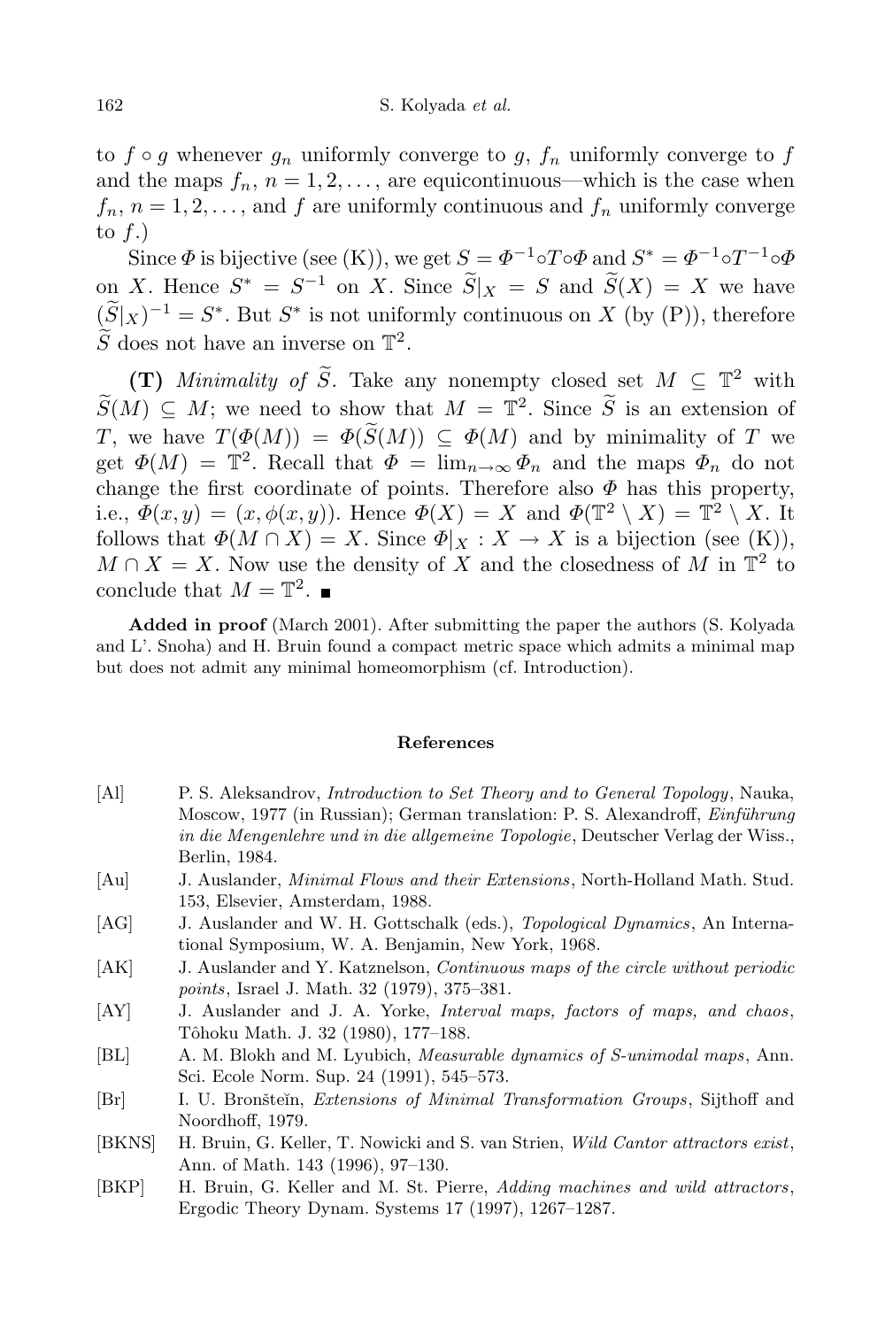to $f \circ g$ whenever $g_n$ uniformly converge to $g$, $f_n$ uniformly converge to $f$ and the maps $f_n$, $n = 1, 2, \ldots$, are equicontinuous—which is the case when $f_n$, $n = 1, 2, \ldots$, and $f$ are uniformly continuous and $f_n$ uniformly converge to $f$.)

Since $\Phi$ is bijective (see (K)), we get $S = \Phi^{-1} \circ T \circ \Phi$ and $S^* = \Phi^{-1} \circ T^{-1} \circ \Phi$ on $X$. Hence $S^* = S^{-1}$ on $X$. Since $\widetilde{S}|_X = S$ and $\widetilde{S}(X) = X$ we have $(\widetilde{S}|_X)^{-1} = S^*$. But $S^*$ is not uniformly continuous on $X$ (by (P)), therefore $\widetilde{S}$ does not have an inverse on $\mathbb{T}^2$.

**(T)** *Minimality of* $\widetilde{S}$. Take any nonempty closed set $M \subseteq \mathbb{T}^2$ with $\widetilde{S}(M) \subseteq M$; we need to show that $M = \mathbb{T}^2$. Since $\widetilde{S}$ is an extension of $T$, we have $T(\Phi(M)) = \Phi(\widetilde{S}(M)) \subseteq \Phi(M)$ and by minimality of $T$ we get $\Phi(M) = \mathbb{T}^2$. Recall that $\Phi = \lim_{n\to\infty} \Phi_n$ and the maps $\Phi_n$ do not change the first coordinate of points. Therefore also $\Phi$ has this property, i.e., $\Phi(x, y) = (x, \phi(x, y))$. Hence $\Phi(X) = X$ and $\Phi(\mathbb{T}^2 \setminus X) = \mathbb{T}^2 \setminus X$. It follows that $\Phi(M \cap X) = X$. Since $\Phi|_X : X \to X$ is a bijection (see (K)), $M \cap X = X$. Now use the density of $X$ and the closedness of $M$ in $\mathbb{T}^2$ to conclude that $M = \mathbb{T}^2$. ∎

**Added in proof** (March 2001). After submitting the paper the authors (S. Kolyada and L'. Snoha) and H. Bruin found a compact metric space which admits a minimal map but does not admit any minimal homeomorphism (cf. Introduction).

## References

- [Al] P. S. Aleksandrov, *Introduction to Set Theory and to General Topology*, Nauka, Moscow, 1977 (in Russian); German translation: P. S. Alexandroff, *Einführung in die Mengenlehre und in die allgemeine Topologie*, Deutscher Verlag der Wiss., Berlin, 1984.
- [Au] J. Auslander, *Minimal Flows and their Extensions*, North-Holland Math. Stud. 153, Elsevier, Amsterdam, 1988.
- [AG] J. Auslander and W. H. Gottschalk (eds.), *Topological Dynamics*, An International Symposium, W. A. Benjamin, New York, 1968.
- [AK] J. Auslander and Y. Katznelson, *Continuous maps of the circle without periodic points*, Israel J. Math. 32 (1979), 375–381.
- [AY] J. Auslander and J. A. Yorke, *Interval maps, factors of maps, and chaos*, Tôhoku Math. J. 32 (1980), 177–188.
- [BL] A. M. Blokh and M. Lyubich, *Measurable dynamics of S-unimodal maps*, Ann. Sci. Ecole Norm. Sup. 24 (1991), 545–573.
- [Br] I. U. Bronšteĭn, *Extensions of Minimal Transformation Groups*, Sijthoff and Noordhoff, 1979.
- [BKNS] H. Bruin, G. Keller, T. Nowicki and S. van Strien, *Wild Cantor attractors exist*, Ann. of Math. 143 (1996), 97–130.
- [BKP] H. Bruin, G. Keller and M. St. Pierre, *Adding machines and wild attractors*, Ergodic Theory Dynam. Systems 17 (1997), 1267–1287.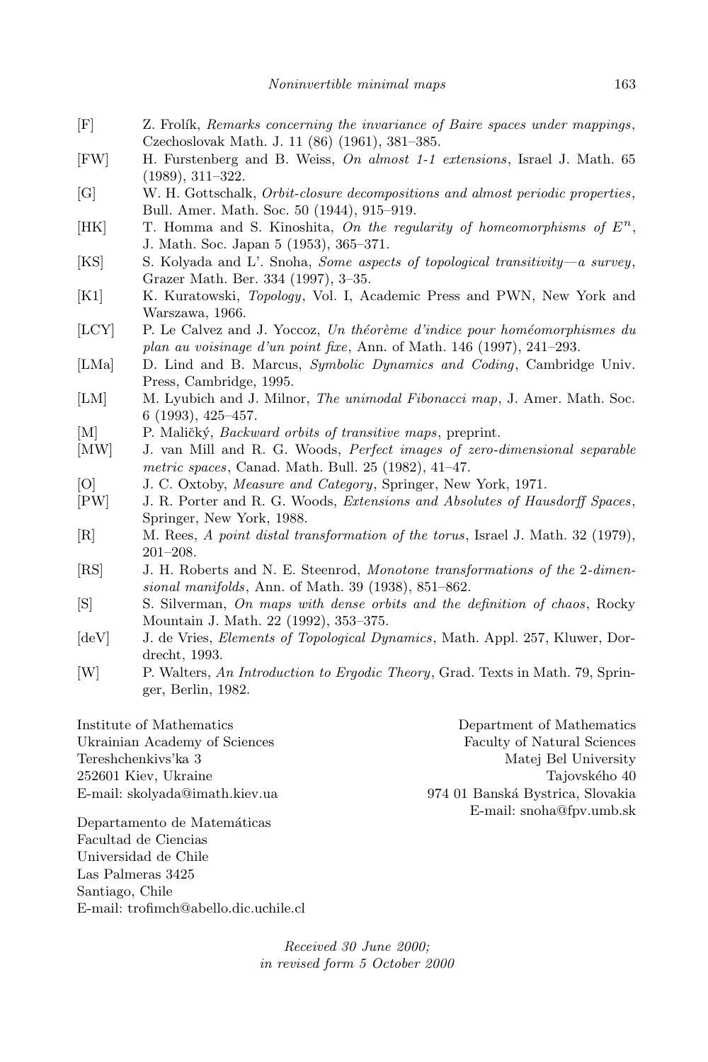[F] Z. Frolík, *Remarks concerning the invariance of Baire spaces under mappings*, Czechoslovak Math. J. 11 (86) (1961), 381–385.

[FW] H. Furstenberg and B. Weiss, *On almost 1-1 extensions*, Israel J. Math. 65 (1989), 311–322.

[G] W. H. Gottschalk, *Orbit-closure decompositions and almost periodic properties*, Bull. Amer. Math. Soc. 50 (1944), 915–919.

[HK] T. Homma and S. Kinoshita, *On the regularity of homeomorphisms of $E^n$*, J. Math. Soc. Japan 5 (1953), 365–371.

[KS] S. Kolyada and L'. Snoha, *Some aspects of topological transitivity—a survey*, Grazer Math. Ber. 334 (1997), 3–35.

[K1] K. Kuratowski, *Topology*, Vol. I, Academic Press and PWN, New York and Warszawa, 1966.

[LCY] P. Le Calvez and J. Yoccoz, *Un théorème d'indice pour homéomorphismes du plan au voisinage d'un point fixe*, Ann. of Math. 146 (1997), 241–293.

[LMa] D. Lind and B. Marcus, *Symbolic Dynamics and Coding*, Cambridge Univ. Press, Cambridge, 1995.

[LM] M. Lyubich and J. Milnor, *The unimodal Fibonacci map*, J. Amer. Math. Soc. 6 (1993), 425–457.

[M] P. Maličký, *Backward orbits of transitive maps*, preprint.

[MW] J. van Mill and R. G. Woods, *Perfect images of zero-dimensional separable metric spaces*, Canad. Math. Bull. 25 (1982), 41–47.

[O] J. C. Oxtoby, *Measure and Category*, Springer, New York, 1971.

[PW] J. R. Porter and R. G. Woods, *Extensions and Absolutes of Hausdorff Spaces*, Springer, New York, 1988.

[R] M. Rees, *A point distal transformation of the torus*, Israel J. Math. 32 (1979), 201–208.

[RS] J. H. Roberts and N. E. Steenrod, *Monotone transformations of the 2-dimensional manifolds*, Ann. of Math. 39 (1938), 851–862.

[S] S. Silverman, *On maps with dense orbits and the definition of chaos*, Rocky Mountain J. Math. 22 (1992), 353–375.

[deV] J. de Vries, *Elements of Topological Dynamics*, Math. Appl. 257, Kluwer, Dordrecht, 1993.

[W] P. Walters, *An Introduction to Ergodic Theory*, Grad. Texts in Math. 79, Springer, Berlin, 1982.

Institute of Mathematics
Ukrainian Academy of Sciences
Tereshchenkivs'ka 3
252601 Kiev, Ukraine
E-mail: skolyada@imath.kiev.ua

Department of Mathematics
Faculty of Natural Sciences
Matej Bel University
Tajovského 40
974 01 Banská Bystrica, Slovakia
E-mail: snoha@fpv.umb.sk

Departamento de Matemáticas
Facultad de Ciencias
Universidad de Chile
Las Palmeras 3425
Santiago, Chile
E-mail: trofimch@abello.dic.uchile.cl

*Received 30 June 2000;*
*in revised form 5 October 2000*